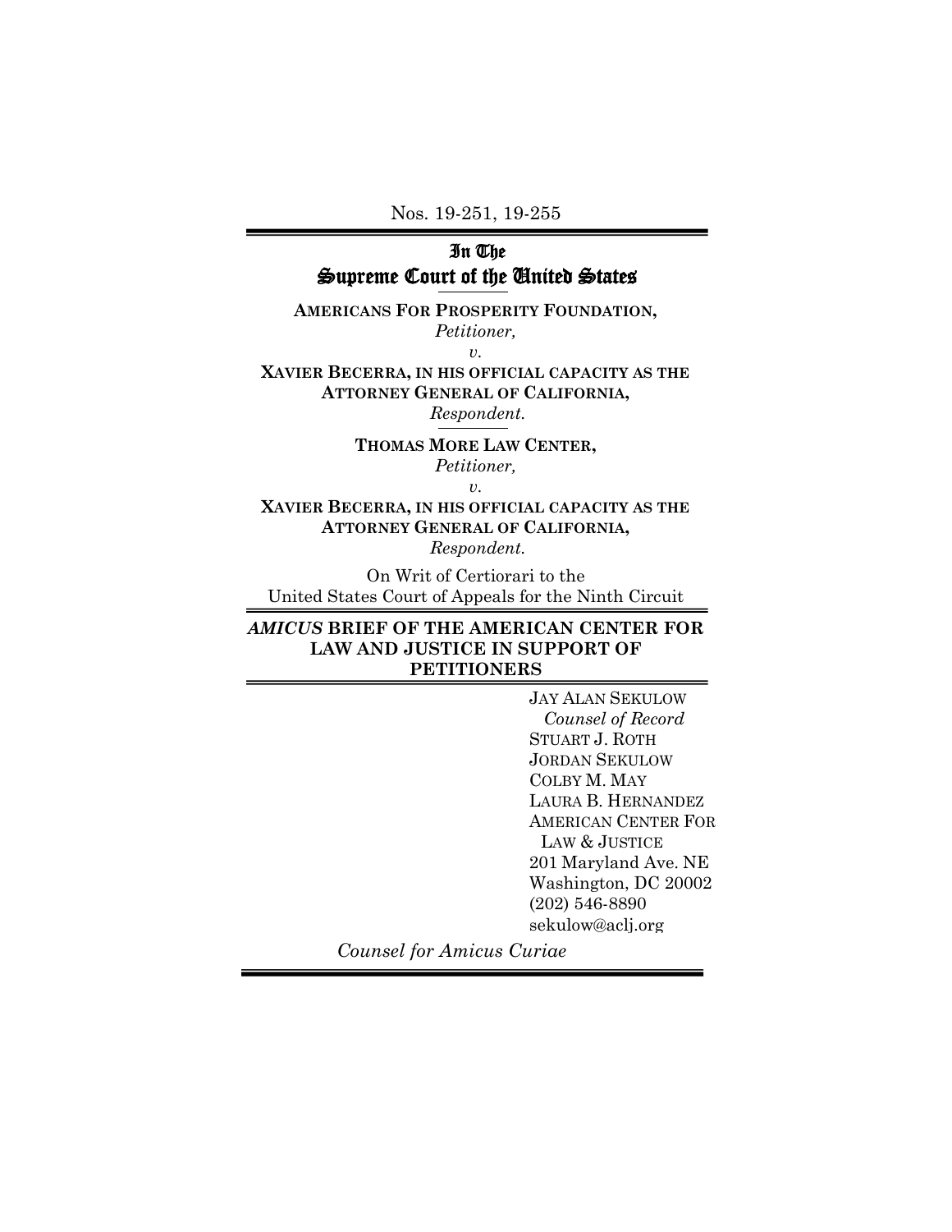Nos. 19-251, 19-255

# In The Supreme Court of the United States

**AMERICANS FOR PROSPERITY FOUNDATION,**
*Petitioner,*
*v.*
**XAVIER BECERRA, IN HIS OFFICIAL CAPACITY AS THE ATTORNEY GENERAL OF CALIFORNIA,**
*Respondent.*

**THOMAS MORE LAW CENTER,**
*Petitioner,*
*v.*
**XAVIER BECERRA, IN HIS OFFICIAL CAPACITY AS THE ATTORNEY GENERAL OF CALIFORNIA,**
*Respondent.*

On Writ of Certiorari to the
United States Court of Appeals for the Ninth Circuit

## *AMICUS* BRIEF OF THE AMERICAN CENTER FOR LAW AND JUSTICE IN SUPPORT OF PETITIONERS

JAY ALAN SEKULOW
*Counsel of Record*
STUART J. ROTH
JORDAN SEKULOW
COLBY M. MAY
LAURA B. HERNANDEZ
AMERICAN CENTER FOR LAW & JUSTICE
201 Maryland Ave. NE
Washington, DC 20002
(202) 546-8890
sekulow@aclj.org

*Counsel for Amicus Curiae*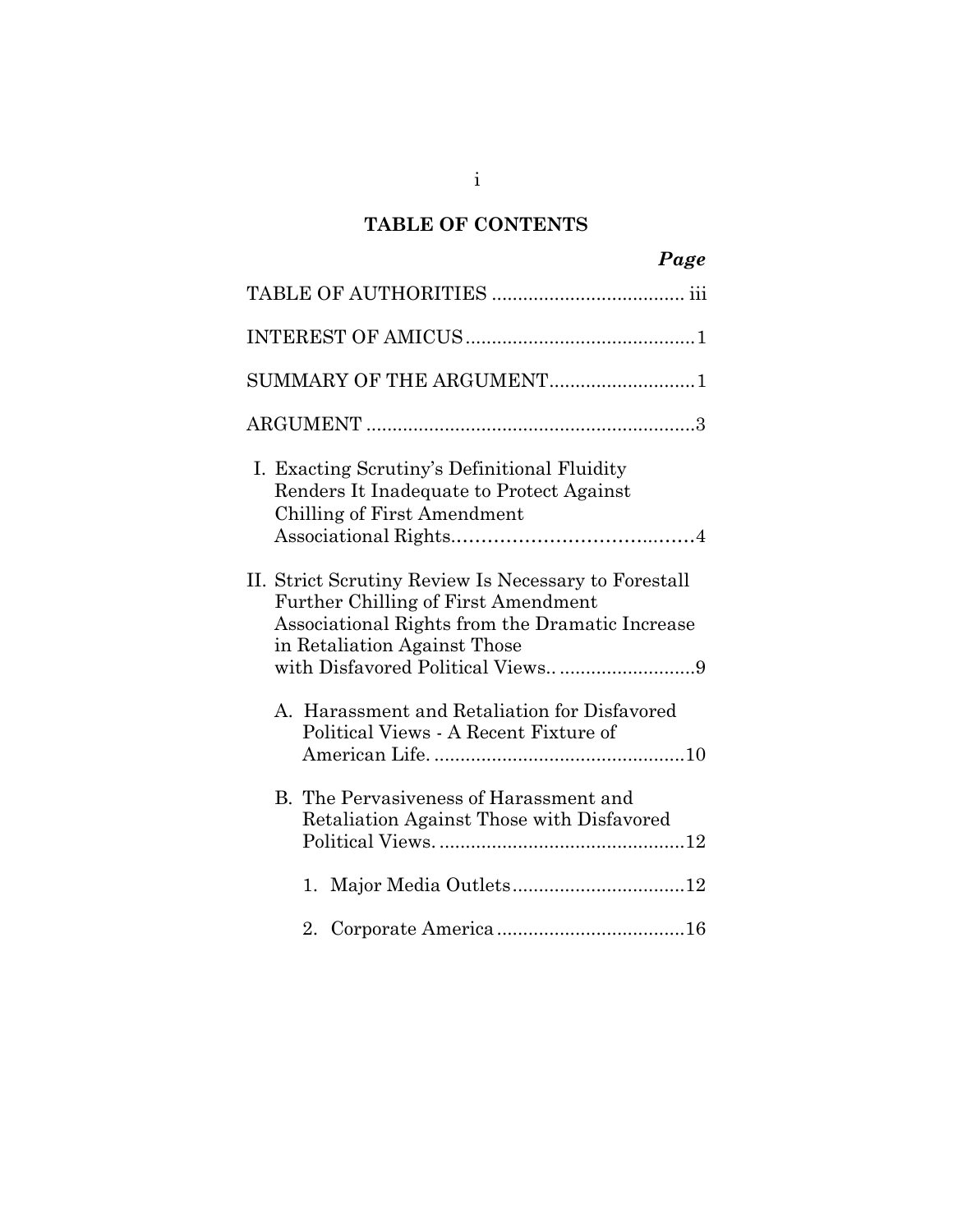## TABLE OF CONTENTS

| | *Page* |
|---|---|
| TABLE OF AUTHORITIES | iii |
| INTEREST OF AMICUS | 1 |
| SUMMARY OF THE ARGUMENT | 1 |
| ARGUMENT | 3 |
| I. Exacting Scrutiny's Definitional Fluidity Renders It Inadequate to Protect Against Chilling of First Amendment Associational Rights | 4 |
| II. Strict Scrutiny Review Is Necessary to Forestall Further Chilling of First Amendment Associational Rights from the Dramatic Increase in Retaliation Against Those with Disfavored Political Views. | 9 |
| A. Harassment and Retaliation for Disfavored Political Views - A Recent Fixture of American Life. | 10 |
| B. The Pervasiveness of Harassment and Retaliation Against Those with Disfavored Political Views. | 12 |
| 1. Major Media Outlets | 12 |
| 2. Corporate America | 16 |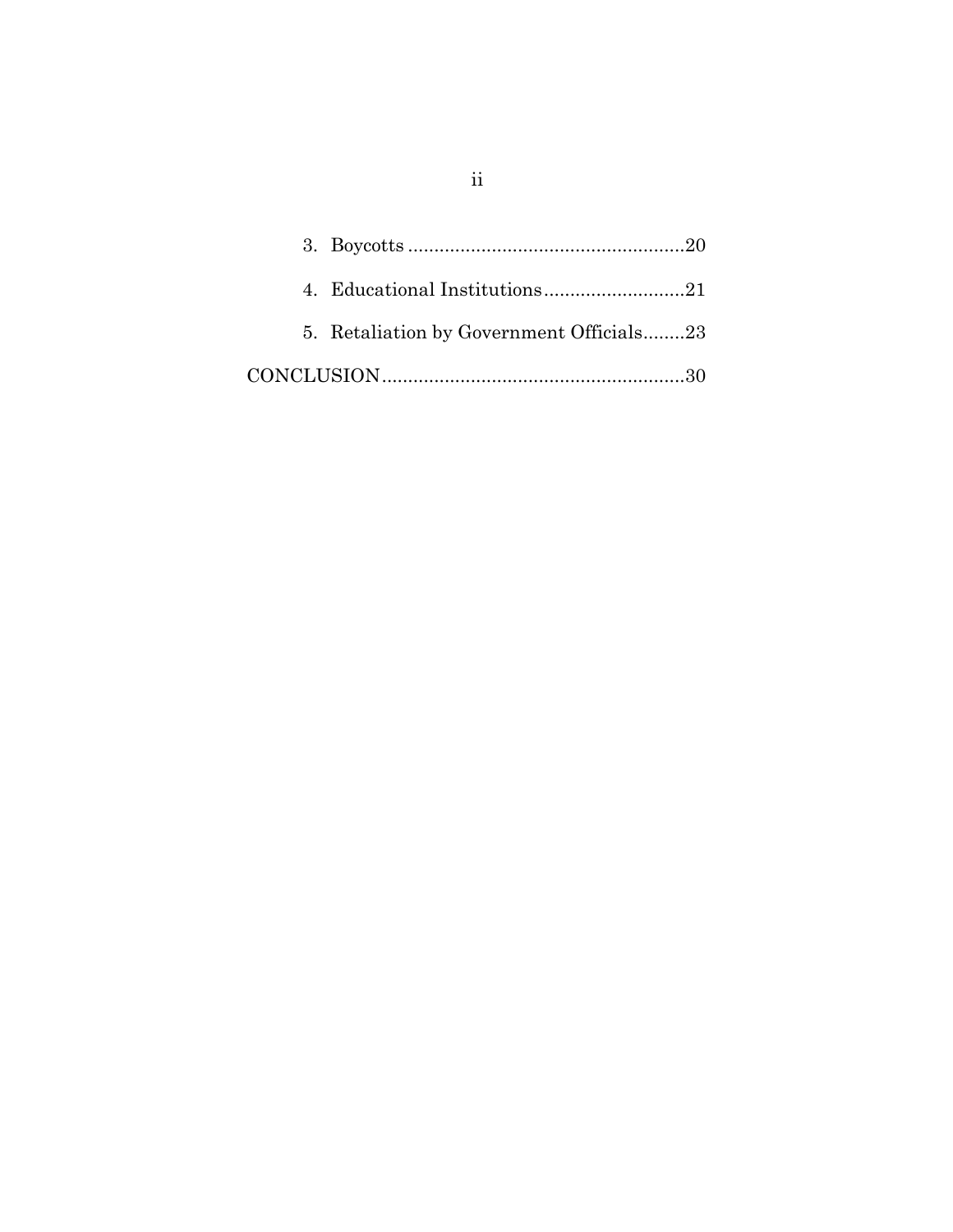3. Boycotts ....................................................20
4. Educational Institutions ...........................21
5. Retaliation by Government Officials........23

CONCLUSION.........................................................30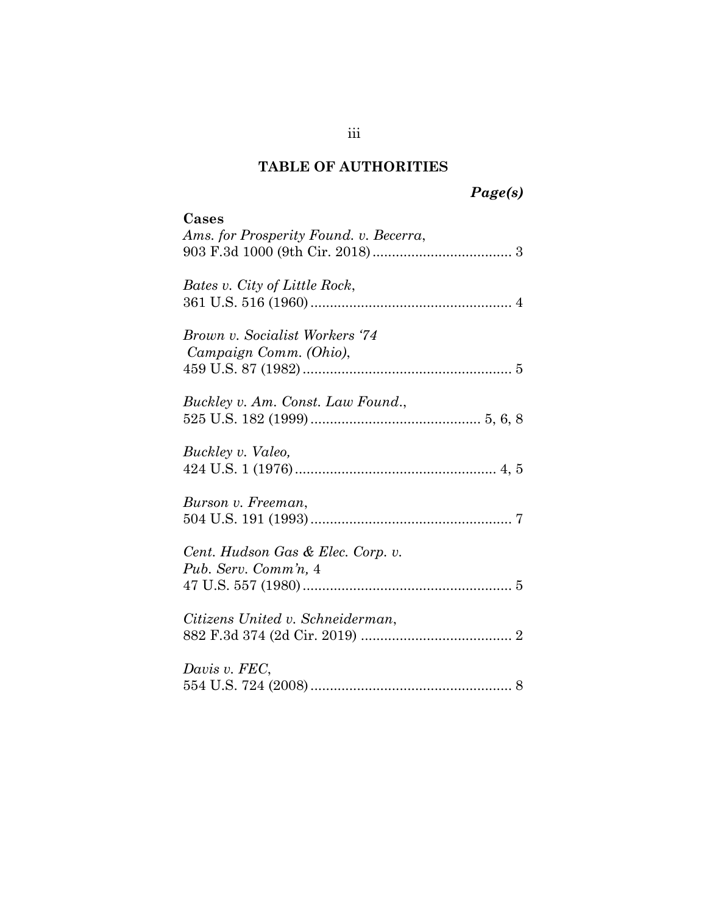# TABLE OF AUTHORITIES

***Page(s)***

**Cases**

*Ams. for Prosperity Found. v. Becerra*,
903 F.3d 1000 (9th Cir. 2018) .................................... 3

*Bates v. City of Little Rock*,
361 U.S. 516 (1960) .................................................... 4

*Brown v. Socialist Workers '74 Campaign Comm. (Ohio)*,
459 U.S. 87 (1982) ...................................................... 5

*Buckley v. Am. Const. Law Found.*,
525 U.S. 182 (1999) ............................................ 5, 6, 8

*Buckley v. Valeo,*
424 U.S. 1 (1976) .................................................... 4, 5

*Burson v. Freeman*,
504 U.S. 191 (1993) .................................................... 7

*Cent. Hudson Gas & Elec. Corp. v. Pub. Serv. Comm'n,* 4
47 U.S. 557 (1980) ...................................................... 5

*Citizens United v. Schneiderman*,
882 F.3d 374 (2d Cir. 2019) ....................................... 2

*Davis v. FEC*,
554 U.S. 724 (2008) .................................................... 8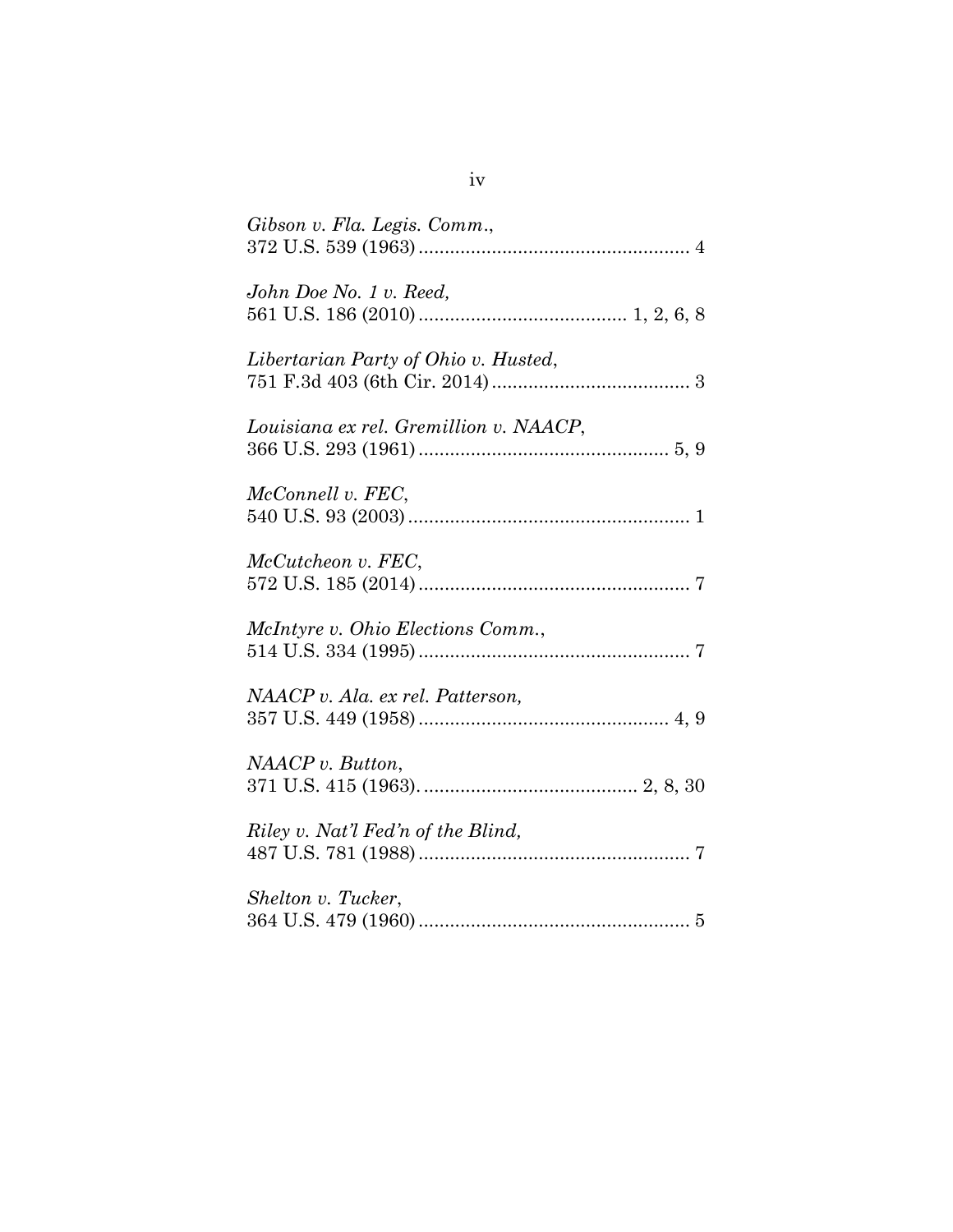*Gibson v. Fla. Legis. Comm.*,
372 U.S. 539 (1963) .................................................... 4

*John Doe No. 1 v. Reed,*
561 U.S. 186 (2010) ....................................... 1, 2, 6, 8

*Libertarian Party of Ohio v. Husted*,
751 F.3d 403 (6th Cir. 2014) ...................................... 3

*Louisiana ex rel. Gremillion v. NAACP*,
366 U.S. 293 (1961) ................................................ 5, 9

*McConnell v. FEC*,
540 U.S. 93 (2003) ...................................................... 1

*McCutcheon v. FEC*,
572 U.S. 185 (2014) .................................................... 7

*McIntyre v. Ohio Elections Comm.*,
514 U.S. 334 (1995) .................................................... 7

*NAACP v. Ala. ex rel. Patterson,*
357 U.S. 449 (1958) ................................................ 4, 9

*NAACP v. Button*,
371 U.S. 415 (1963). ......................................... 2, 8, 30

*Riley v. Nat'l Fed'n of the Blind,*
487 U.S. 781 (1988) .................................................... 7

*Shelton v. Tucker*,
364 U.S. 479 (1960) .................................................... 5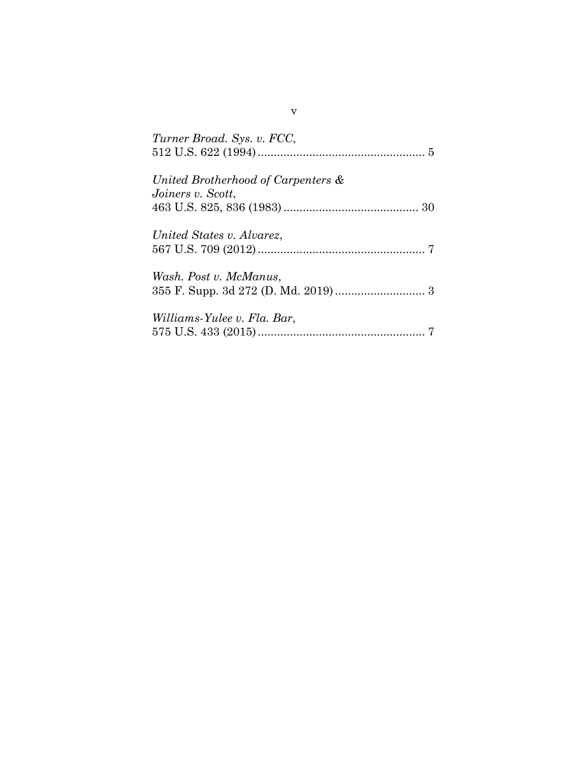*Turner Broad. Sys. v. FCC*,
512 U.S. 622 (1994) .................................................... 5

*United Brotherhood of Carpenters & Joiners v. Scott*,
463 U.S. 825, 836 (1983) .......................................... 30

*United States v. Alvarez*,
567 U.S. 709 (2012) .................................................... 7

*Wash. Post v. McManus*,
355 F. Supp. 3d 272 (D. Md. 2019) ............................ 3

*Williams-Yulee v. Fla. Bar*,
575 U.S. 433 (2015) .................................................... 7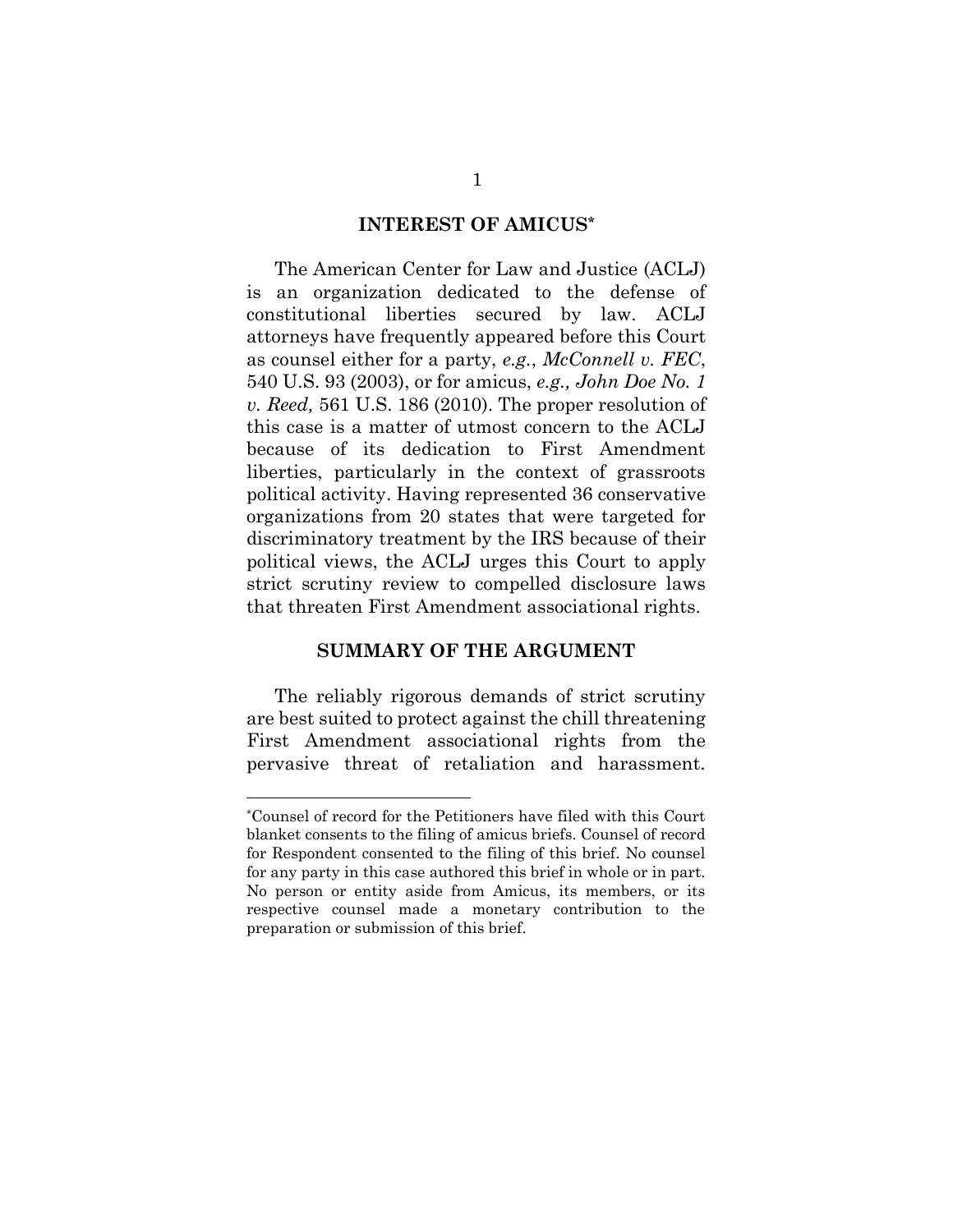## INTEREST OF AMICUS*

The American Center for Law and Justice (ACLJ) is an organization dedicated to the defense of constitutional liberties secured by law. ACLJ attorneys have frequently appeared before this Court as counsel either for a party, *e.g.*, *McConnell v. FEC*, 540 U.S. 93 (2003), or for amicus, *e.g., John Doe No. 1 v. Reed,* 561 U.S. 186 (2010). The proper resolution of this case is a matter of utmost concern to the ACLJ because of its dedication to First Amendment liberties, particularly in the context of grassroots political activity. Having represented 36 conservative organizations from 20 states that were targeted for discriminatory treatment by the IRS because of their political views, the ACLJ urges this Court to apply strict scrutiny review to compelled disclosure laws that threaten First Amendment associational rights.

## SUMMARY OF THE ARGUMENT

The reliably rigorous demands of strict scrutiny are best suited to protect against the chill threatening First Amendment associational rights from the pervasive threat of retaliation and harassment.

---

*Counsel of record for the Petitioners have filed with this Court blanket consents to the filing of amicus briefs. Counsel of record for Respondent consented to the filing of this brief. No counsel for any party in this case authored this brief in whole or in part. No person or entity aside from Amicus, its members, or its respective counsel made a monetary contribution to the preparation or submission of this brief.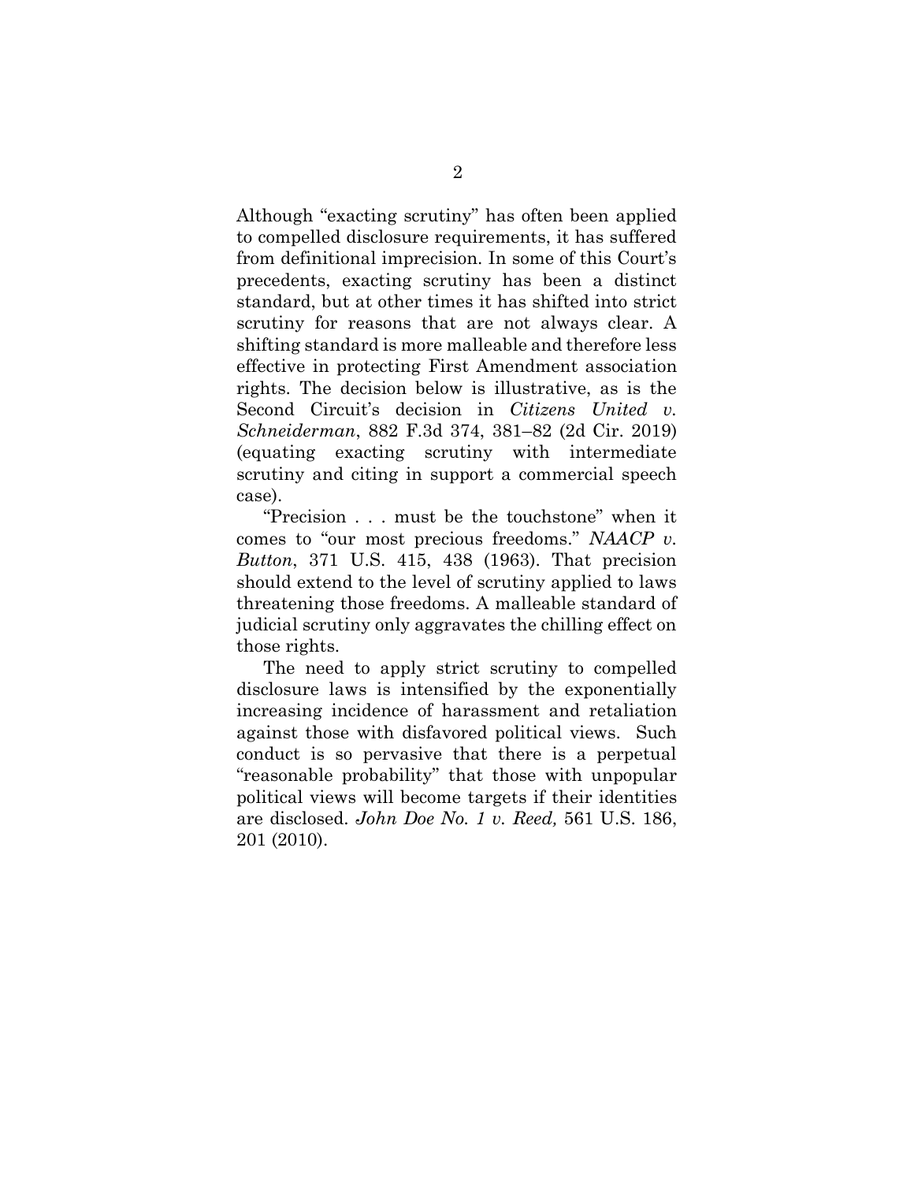Although "exacting scrutiny" has often been applied to compelled disclosure requirements, it has suffered from definitional imprecision. In some of this Court's precedents, exacting scrutiny has been a distinct standard, but at other times it has shifted into strict scrutiny for reasons that are not always clear. A shifting standard is more malleable and therefore less effective in protecting First Amendment association rights. The decision below is illustrative, as is the Second Circuit's decision in *Citizens United v. Schneiderman*, 882 F.3d 374, 381–82 (2d Cir. 2019) (equating exacting scrutiny with intermediate scrutiny and citing in support a commercial speech case).

"Precision . . . must be the touchstone" when it comes to "our most precious freedoms." *NAACP v. Button*, 371 U.S. 415, 438 (1963). That precision should extend to the level of scrutiny applied to laws threatening those freedoms. A malleable standard of judicial scrutiny only aggravates the chilling effect on those rights.

The need to apply strict scrutiny to compelled disclosure laws is intensified by the exponentially increasing incidence of harassment and retaliation against those with disfavored political views. Such conduct is so pervasive that there is a perpetual "reasonable probability" that those with unpopular political views will become targets if their identities are disclosed. *John Doe No. 1 v. Reed,* 561 U.S. 186, 201 (2010).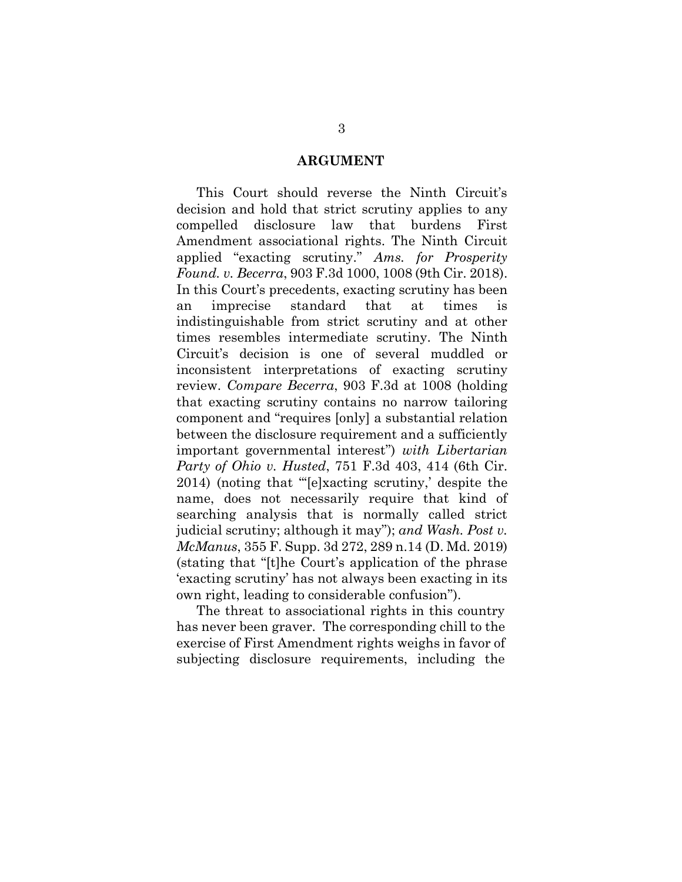## ARGUMENT

This Court should reverse the Ninth Circuit's decision and hold that strict scrutiny applies to any compelled disclosure law that burdens First Amendment associational rights. The Ninth Circuit applied "exacting scrutiny." *Ams. for Prosperity Found. v. Becerra*, 903 F.3d 1000, 1008 (9th Cir. 2018). In this Court's precedents, exacting scrutiny has been an imprecise standard that at times is indistinguishable from strict scrutiny and at other times resembles intermediate scrutiny. The Ninth Circuit's decision is one of several muddled or inconsistent interpretations of exacting scrutiny review. *Compare Becerra*, 903 F.3d at 1008 (holding that exacting scrutiny contains no narrow tailoring component and "requires [only] a substantial relation between the disclosure requirement and a sufficiently important governmental interest") *with Libertarian Party of Ohio v. Husted*, 751 F.3d 403, 414 (6th Cir. 2014) (noting that "'[e]xacting scrutiny,' despite the name, does not necessarily require that kind of searching analysis that is normally called strict judicial scrutiny; although it may"); *and Wash. Post v. McManus*, 355 F. Supp. 3d 272, 289 n.14 (D. Md. 2019) (stating that "[t]he Court's application of the phrase 'exacting scrutiny' has not always been exacting in its own right, leading to considerable confusion").

The threat to associational rights in this country has never been graver. The corresponding chill to the exercise of First Amendment rights weighs in favor of subjecting disclosure requirements, including the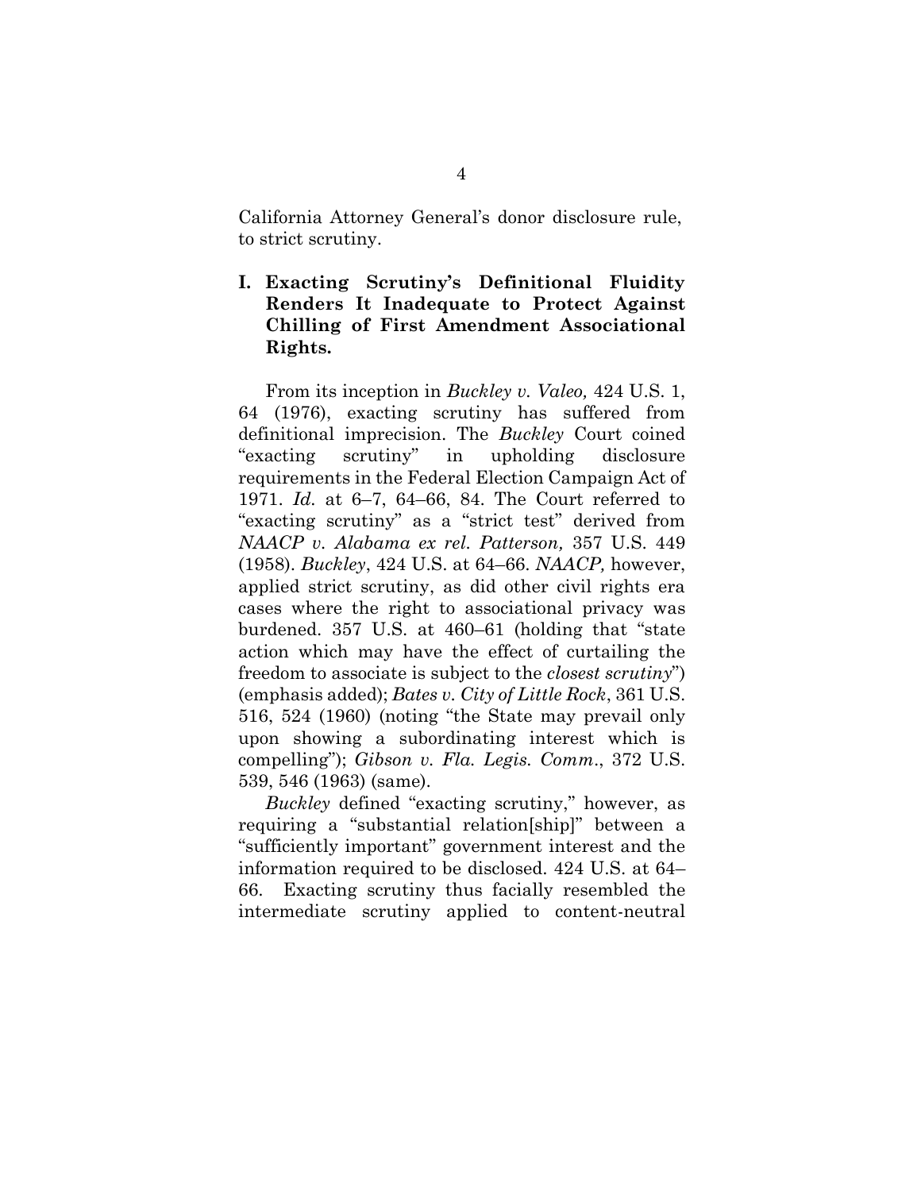California Attorney General's donor disclosure rule, to strict scrutiny.

## I. Exacting Scrutiny's Definitional Fluidity Renders It Inadequate to Protect Against Chilling of First Amendment Associational Rights.

From its inception in *Buckley v. Valeo,* 424 U.S. 1, 64 (1976), exacting scrutiny has suffered from definitional imprecision. The *Buckley* Court coined "exacting scrutiny" in upholding disclosure requirements in the Federal Election Campaign Act of 1971. *Id.* at 6–7, 64–66, 84. The Court referred to "exacting scrutiny" as a "strict test" derived from *NAACP v. Alabama ex rel. Patterson,* 357 U.S. 449 (1958). *Buckley*, 424 U.S. at 64–66. *NAACP,* however, applied strict scrutiny, as did other civil rights era cases where the right to associational privacy was burdened. 357 U.S. at 460–61 (holding that "state action which may have the effect of curtailing the freedom to associate is subject to the *closest scrutiny*") (emphasis added); *Bates v. City of Little Rock*, 361 U.S. 516, 524 (1960) (noting "the State may prevail only upon showing a subordinating interest which is compelling"); *Gibson v. Fla. Legis. Comm*., 372 U.S. 539, 546 (1963) (same).

*Buckley* defined "exacting scrutiny," however, as requiring a "substantial relation[ship]" between a "sufficiently important" government interest and the information required to be disclosed. 424 U.S. at 64–66. Exacting scrutiny thus facially resembled the intermediate scrutiny applied to content-neutral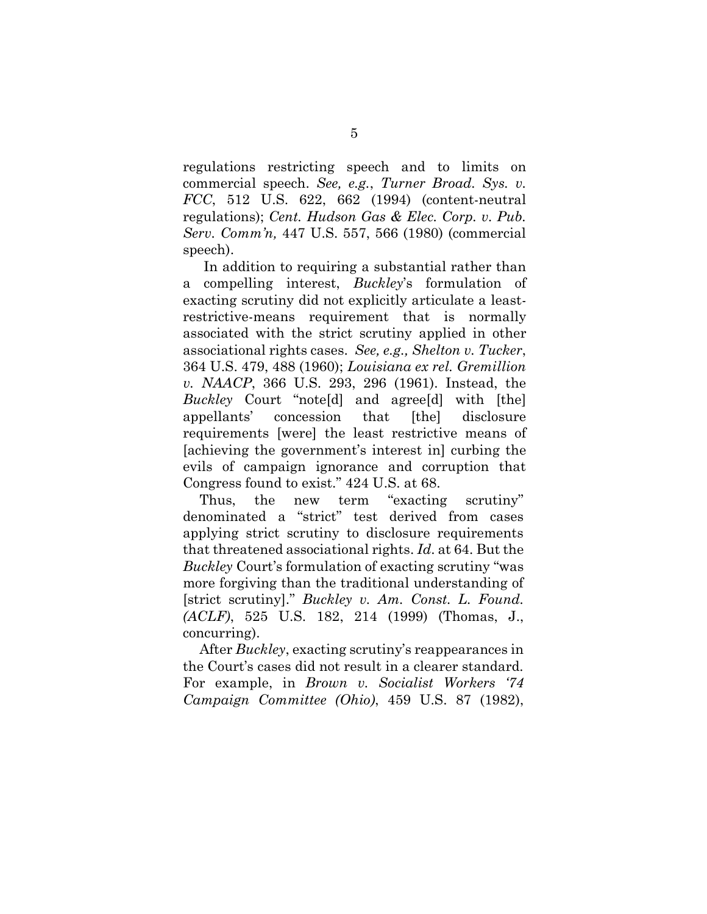regulations restricting speech and to limits on commercial speech. *See, e.g.*, *Turner Broad. Sys. v. FCC*, 512 U.S. 622, 662 (1994) (content-neutral regulations); *Cent. Hudson Gas & Elec. Corp. v. Pub. Serv. Comm'n,* 447 U.S. 557, 566 (1980) (commercial speech).

In addition to requiring a substantial rather than a compelling interest, *Buckley*'s formulation of exacting scrutiny did not explicitly articulate a least-restrictive-means requirement that is normally associated with the strict scrutiny applied in other associational rights cases. *See, e.g., Shelton v. Tucker*, 364 U.S. 479, 488 (1960); *Louisiana ex rel. Gremillion v. NAACP*, 366 U.S. 293, 296 (1961). Instead, the *Buckley* Court "note[d] and agree[d] with [the] appellants' concession that [the] disclosure requirements [were] the least restrictive means of [achieving the government's interest in] curbing the evils of campaign ignorance and corruption that Congress found to exist." 424 U.S. at 68.

Thus, the new term "exacting scrutiny" denominated a "strict" test derived from cases applying strict scrutiny to disclosure requirements that threatened associational rights. *Id*. at 64. But the *Buckley* Court's formulation of exacting scrutiny "was more forgiving than the traditional understanding of [strict scrutiny]." *Buckley v. Am. Const. L. Found. (ACLF)*, 525 U.S. 182, 214 (1999) (Thomas, J., concurring).

After *Buckley*, exacting scrutiny's reappearances in the Court's cases did not result in a clearer standard. For example, in *Brown v. Socialist Workers '74 Campaign Committee (Ohio)*, 459 U.S. 87 (1982),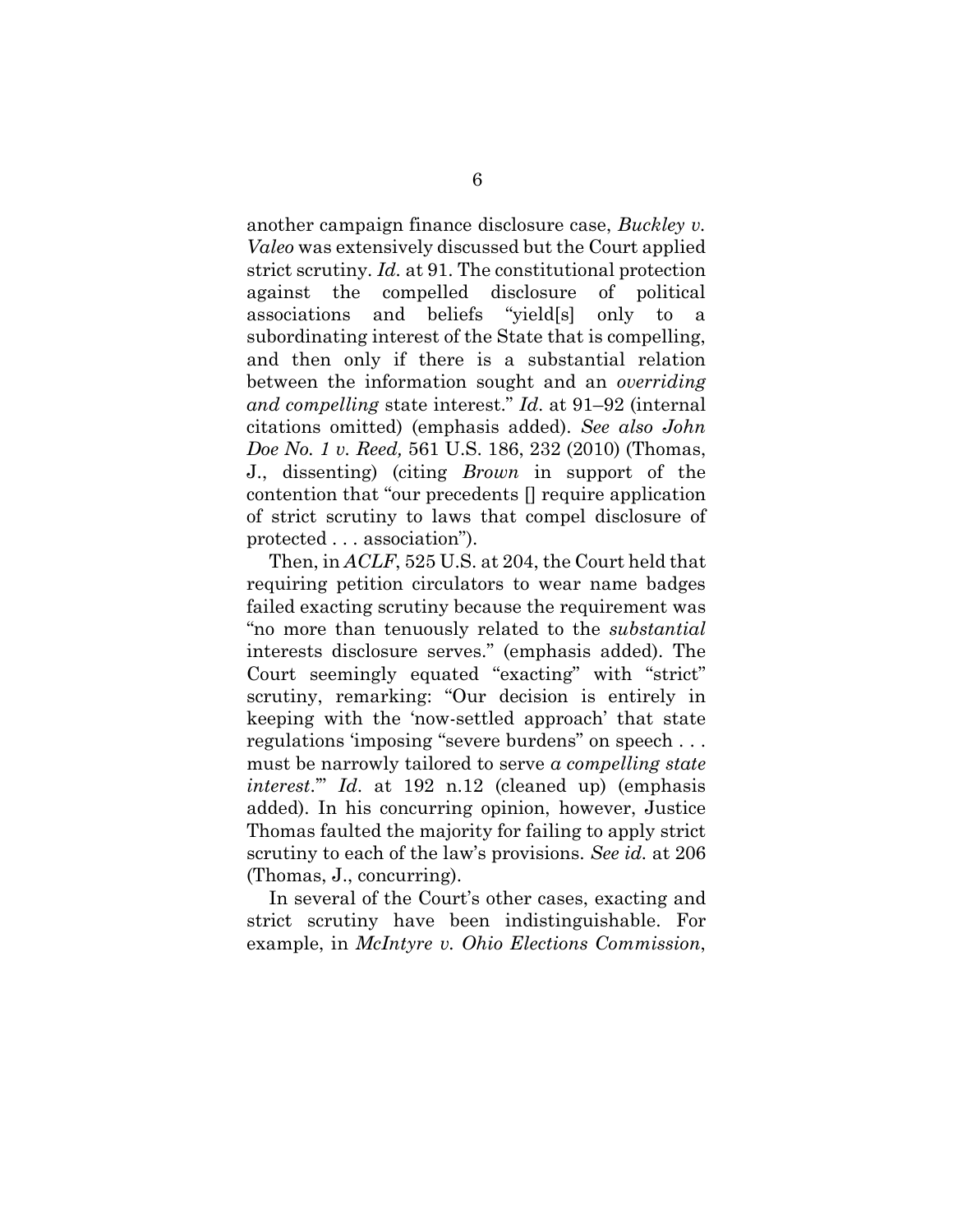another campaign finance disclosure case, *Buckley v. Valeo* was extensively discussed but the Court applied strict scrutiny. *Id.* at 91. The constitutional protection against the compelled disclosure of political associations and beliefs "yield[s] only to a subordinating interest of the State that is compelling, and then only if there is a substantial relation between the information sought and an *overriding and compelling* state interest." *Id*. at 91–92 (internal citations omitted) (emphasis added). *See also John Doe No. 1 v. Reed,* 561 U.S. 186, 232 (2010) (Thomas, J., dissenting) (citing *Brown* in support of the contention that "our precedents [] require application of strict scrutiny to laws that compel disclosure of protected . . . association").

Then, in *ACLF*, 525 U.S. at 204, the Court held that requiring petition circulators to wear name badges failed exacting scrutiny because the requirement was "no more than tenuously related to the *substantial* interests disclosure serves." (emphasis added). The Court seemingly equated "exacting" with "strict" scrutiny, remarking: "Our decision is entirely in keeping with the 'now-settled approach' that state regulations 'imposing "severe burdens" on speech . . . must be narrowly tailored to serve *a compelling state interest*.'" *Id.* at 192 n.12 (cleaned up) (emphasis added). In his concurring opinion, however, Justice Thomas faulted the majority for failing to apply strict scrutiny to each of the law's provisions. *See id.* at 206 (Thomas, J., concurring).

In several of the Court's other cases, exacting and strict scrutiny have been indistinguishable. For example, in *McIntyre v. Ohio Elections Commission*,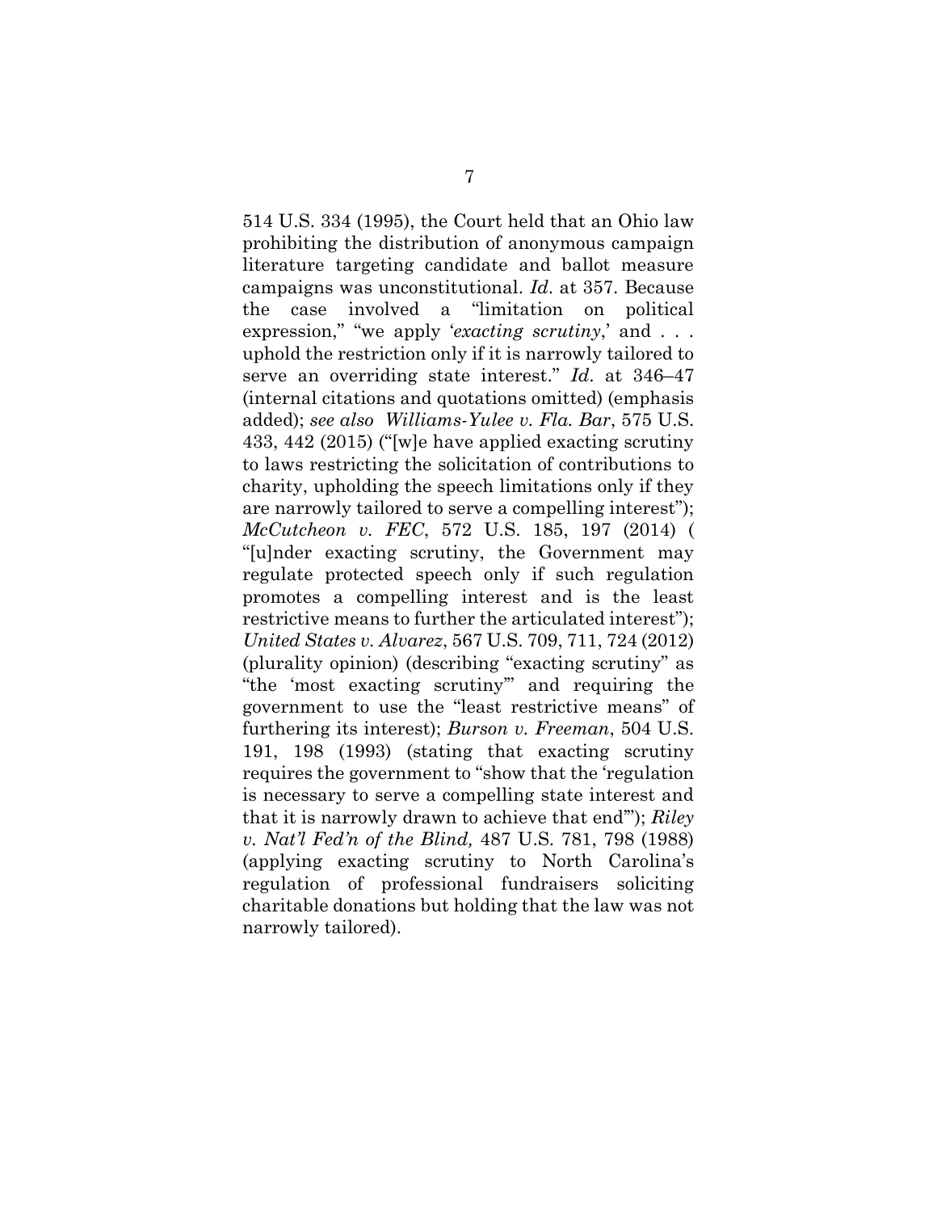514 U.S. 334 (1995), the Court held that an Ohio law prohibiting the distribution of anonymous campaign literature targeting candidate and ballot measure campaigns was unconstitutional. *Id.* at 357. Because the case involved a "limitation on political expression," "we apply '*exacting scrutiny*,' and . . . uphold the restriction only if it is narrowly tailored to serve an overriding state interest." *Id.* at 346–47 (internal citations and quotations omitted) (emphasis added); *see also Williams-Yulee v. Fla. Bar*, 575 U.S. 433, 442 (2015) ("[w]e have applied exacting scrutiny to laws restricting the solicitation of contributions to charity, upholding the speech limitations only if they are narrowly tailored to serve a compelling interest"); *McCutcheon v. FEC*, 572 U.S. 185, 197 (2014) ( "[u]nder exacting scrutiny, the Government may regulate protected speech only if such regulation promotes a compelling interest and is the least restrictive means to further the articulated interest"); *United States v. Alvarez*, 567 U.S. 709, 711, 724 (2012) (plurality opinion) (describing "exacting scrutiny" as "the 'most exacting scrutiny'" and requiring the government to use the "least restrictive means" of furthering its interest); *Burson v. Freeman*, 504 U.S. 191, 198 (1993) (stating that exacting scrutiny requires the government to "show that the 'regulation is necessary to serve a compelling state interest and that it is narrowly drawn to achieve that end'"); *Riley v. Nat'l Fed'n of the Blind,* 487 U.S. 781, 798 (1988) (applying exacting scrutiny to North Carolina's regulation of professional fundraisers soliciting charitable donations but holding that the law was not narrowly tailored).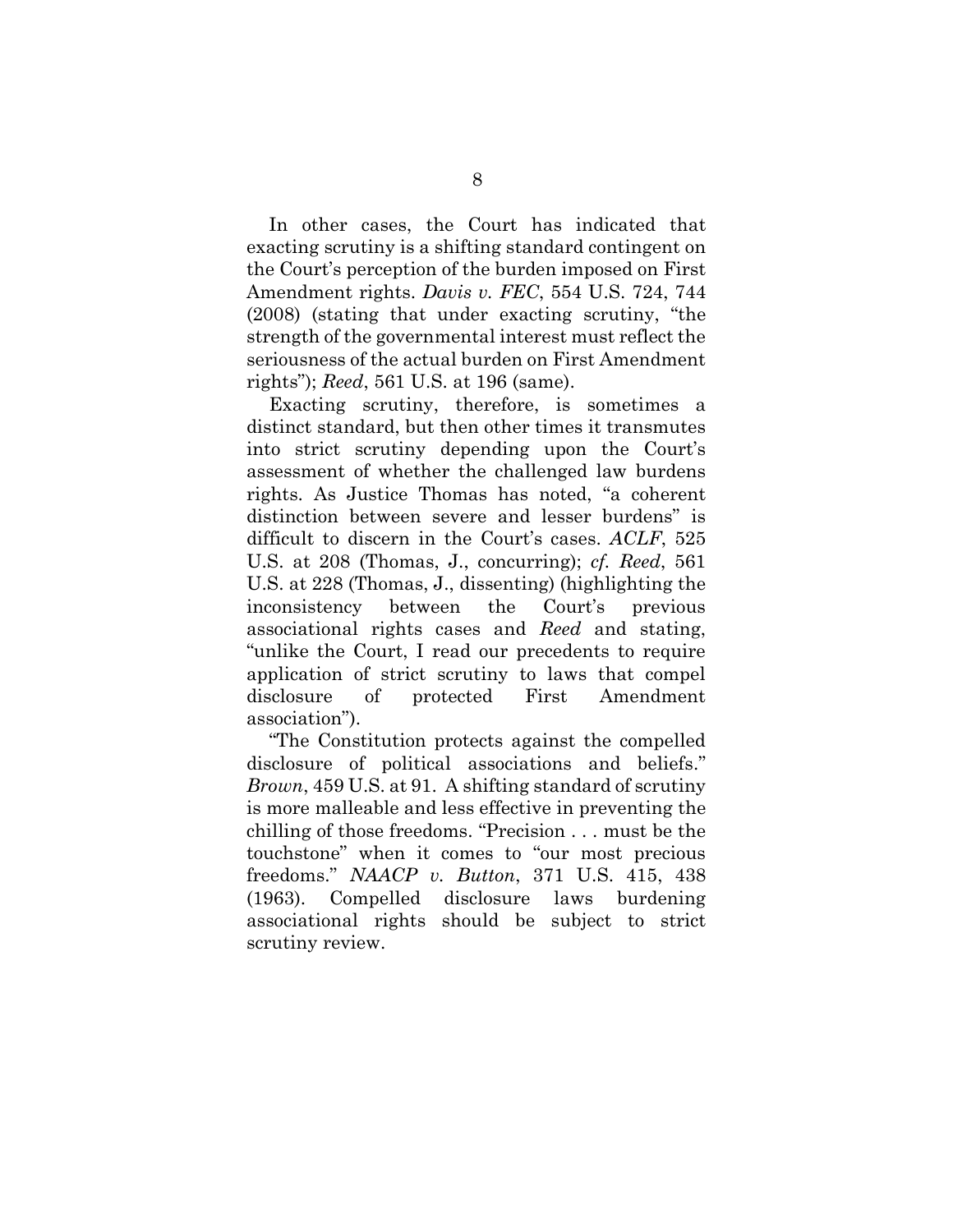In other cases, the Court has indicated that exacting scrutiny is a shifting standard contingent on the Court's perception of the burden imposed on First Amendment rights. *Davis v. FEC*, 554 U.S. 724, 744 (2008) (stating that under exacting scrutiny, "the strength of the governmental interest must reflect the seriousness of the actual burden on First Amendment rights"); *Reed*, 561 U.S. at 196 (same).

Exacting scrutiny, therefore, is sometimes a distinct standard, but then other times it transmutes into strict scrutiny depending upon the Court's assessment of whether the challenged law burdens rights. As Justice Thomas has noted, "a coherent distinction between severe and lesser burdens" is difficult to discern in the Court's cases. *ACLF*, 525 U.S. at 208 (Thomas, J., concurring); *cf. Reed*, 561 U.S. at 228 (Thomas, J., dissenting) (highlighting the inconsistency between the Court's previous associational rights cases and *Reed* and stating, "unlike the Court, I read our precedents to require application of strict scrutiny to laws that compel disclosure of protected First Amendment association").

"The Constitution protects against the compelled disclosure of political associations and beliefs." *Brown*, 459 U.S. at 91. A shifting standard of scrutiny is more malleable and less effective in preventing the chilling of those freedoms. "Precision . . . must be the touchstone" when it comes to "our most precious freedoms." *NAACP v. Button*, 371 U.S. 415, 438 (1963). Compelled disclosure laws burdening associational rights should be subject to strict scrutiny review.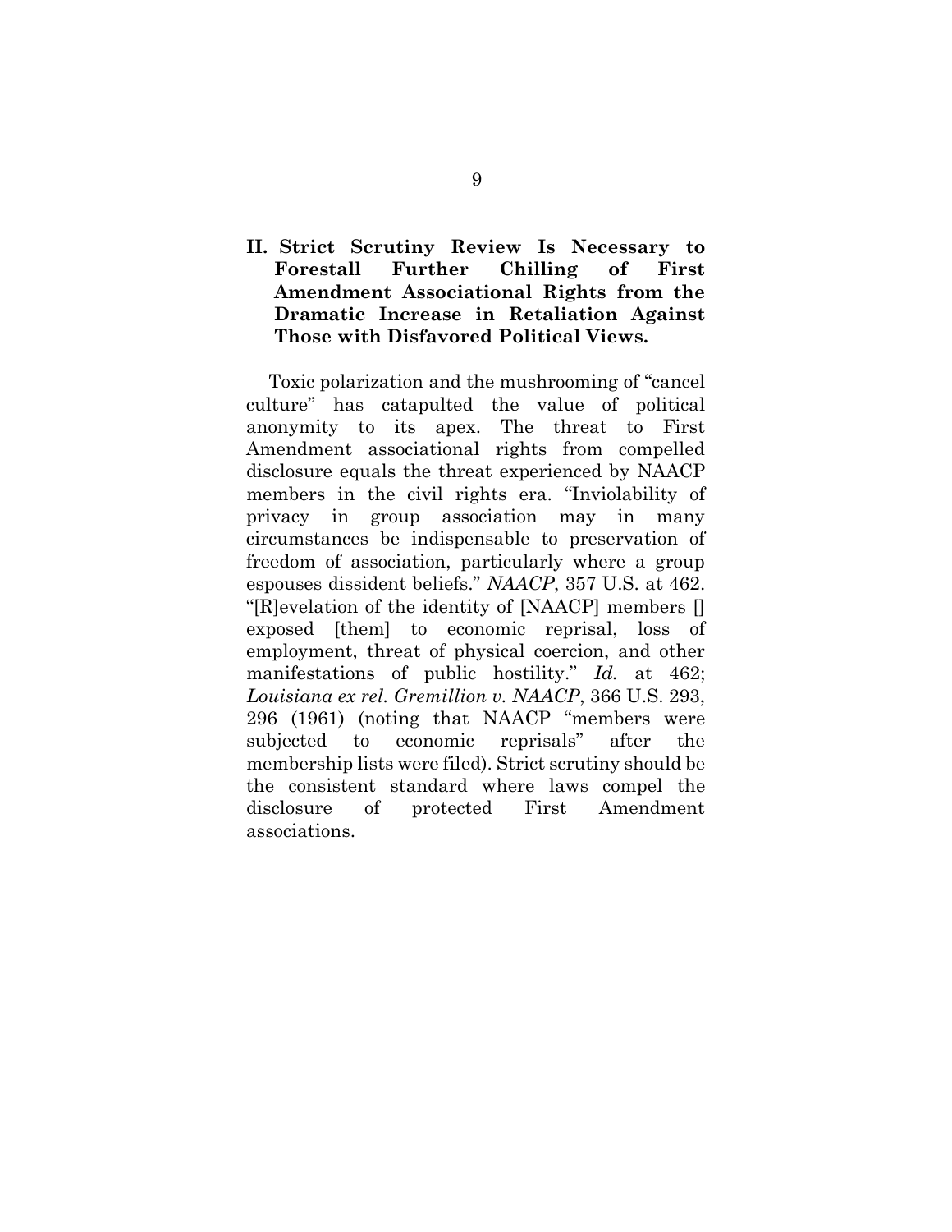## II. Strict Scrutiny Review Is Necessary to Forestall Further Chilling of First Amendment Associational Rights from the Dramatic Increase in Retaliation Against Those with Disfavored Political Views.

Toxic polarization and the mushrooming of "cancel culture" has catapulted the value of political anonymity to its apex. The threat to First Amendment associational rights from compelled disclosure equals the threat experienced by NAACP members in the civil rights era. "Inviolability of privacy in group association may in many circumstances be indispensable to preservation of freedom of association, particularly where a group espouses dissident beliefs." *NAACP*, 357 U.S. at 462. "[R]evelation of the identity of [NAACP] members [] exposed [them] to economic reprisal, loss of employment, threat of physical coercion, and other manifestations of public hostility." *Id.* at 462; *Louisiana ex rel. Gremillion v. NAACP*, 366 U.S. 293, 296 (1961) (noting that NAACP "members were subjected to economic reprisals" after the membership lists were filed). Strict scrutiny should be the consistent standard where laws compel the disclosure of protected First Amendment associations.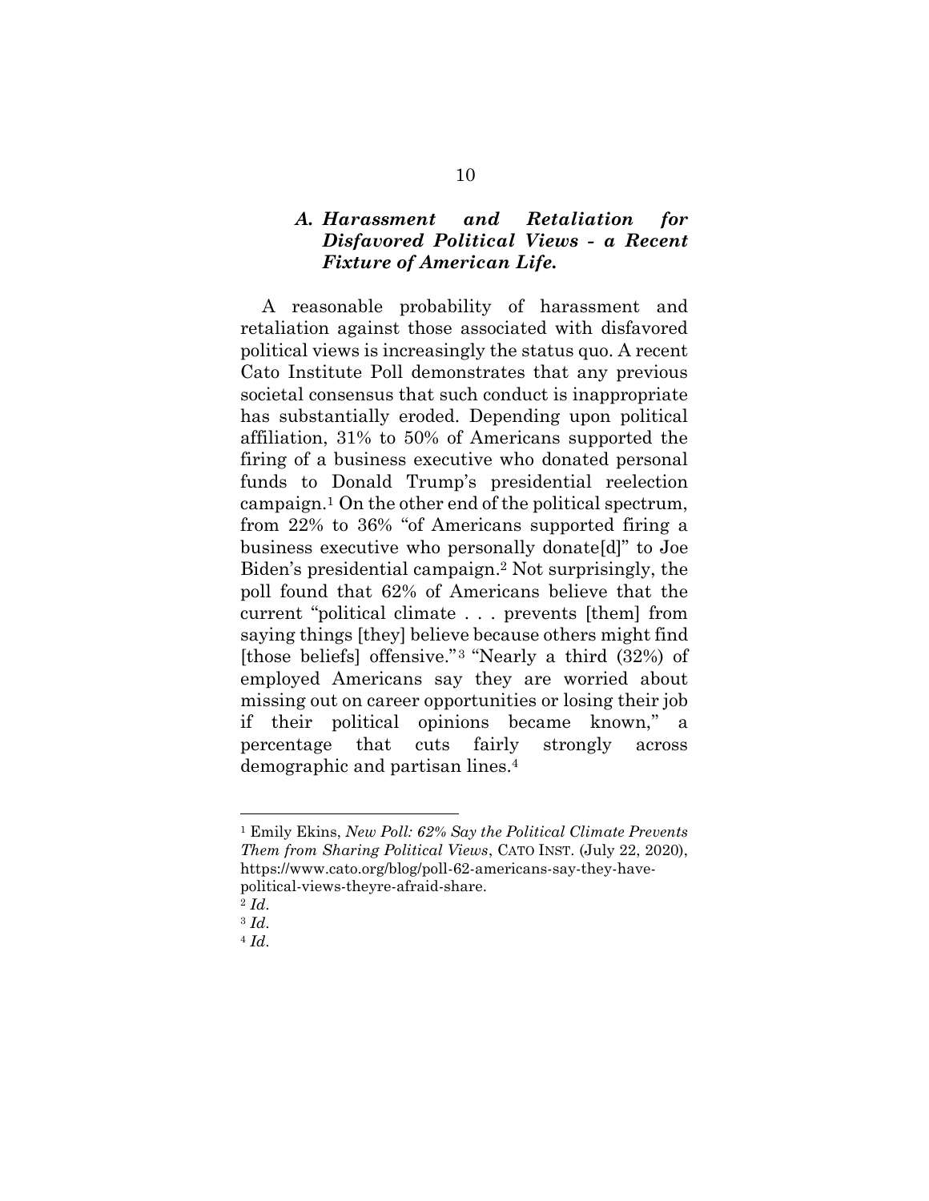### *A. Harassment and Retaliation for Disfavored Political Views - a Recent Fixture of American Life.*

A reasonable probability of harassment and retaliation against those associated with disfavored political views is increasingly the status quo. A recent Cato Institute Poll demonstrates that any previous societal consensus that such conduct is inappropriate has substantially eroded. Depending upon political affiliation, 31% to 50% of Americans supported the firing of a business executive who donated personal funds to Donald Trump's presidential reelection campaign.[1] On the other end of the political spectrum, from 22% to 36% "of Americans supported firing a business executive who personally donate[d]" to Joe Biden's presidential campaign.[2] Not surprisingly, the poll found that 62% of Americans believe that the current "political climate . . . prevents [them] from saying things [they] believe because others might find [those beliefs] offensive."[3] "Nearly a third (32%) of employed Americans say they are worried about missing out on career opportunities or losing their job if their political opinions became known," a percentage that cuts fairly strongly across demographic and partisan lines.[4]

---

[1] Emily Ekins, *New Poll: 62% Say the Political Climate Prevents Them from Sharing Political Views*, CATO INST. (July 22, 2020), https://www.cato.org/blog/poll-62-americans-say-they-have-political-views-theyre-afraid-share.

[2] *Id*.

[3] *Id*.

[4] *Id*.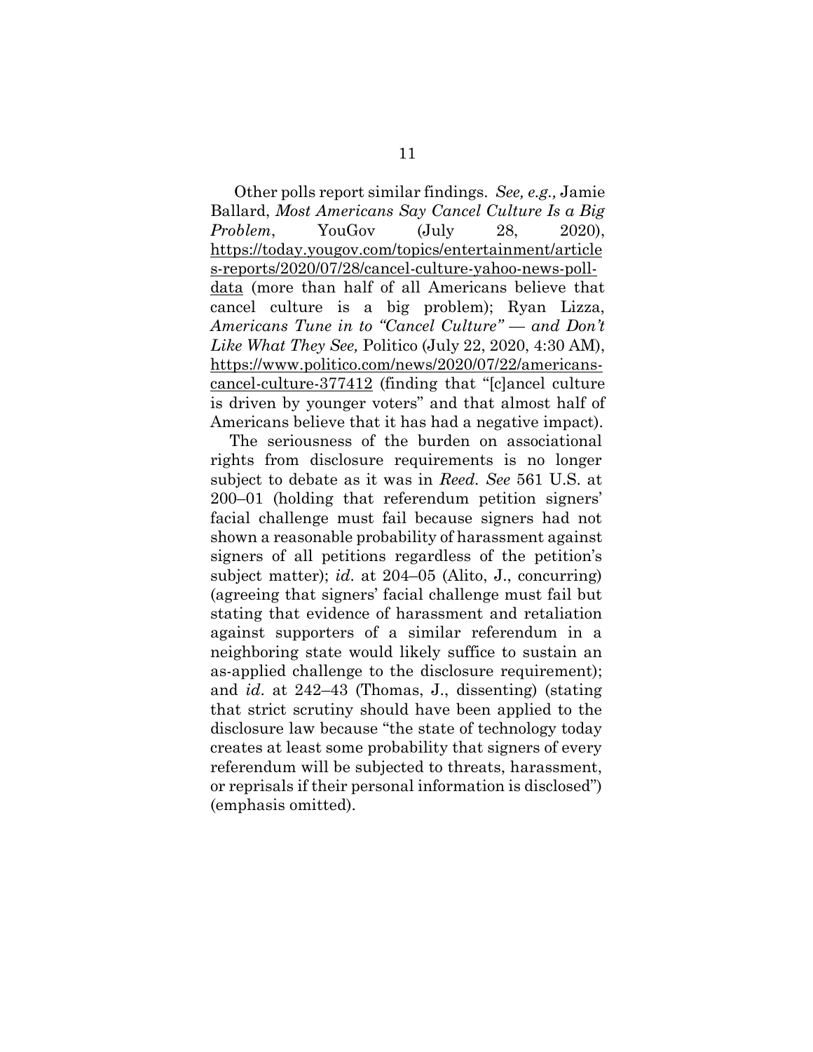Other polls report similar findings. *See, e.g.,* Jamie Ballard, *Most Americans Say Cancel Culture Is a Big Problem*, YouGov (July 28, 2020), https://today.yougov.com/topics/entertainment/articles-reports/2020/07/28/cancel-culture-yahoo-news-poll-data (more than half of all Americans believe that cancel culture is a big problem); Ryan Lizza, *Americans Tune in to "Cancel Culture" — and Don't Like What They See,* Politico (July 22, 2020, 4:30 AM), https://www.politico.com/news/2020/07/22/americans-cancel-culture-377412 (finding that "[c]ancel culture is driven by younger voters" and that almost half of Americans believe that it has had a negative impact).

The seriousness of the burden on associational rights from disclosure requirements is no longer subject to debate as it was in *Reed*. *See* 561 U.S. at 200–01 (holding that referendum petition signers' facial challenge must fail because signers had not shown a reasonable probability of harassment against signers of all petitions regardless of the petition's subject matter); *id*. at 204–05 (Alito, J., concurring) (agreeing that signers' facial challenge must fail but stating that evidence of harassment and retaliation against supporters of a similar referendum in a neighboring state would likely suffice to sustain an as-applied challenge to the disclosure requirement); and *id*. at 242–43 (Thomas, J., dissenting) (stating that strict scrutiny should have been applied to the disclosure law because "the state of technology today creates at least some probability that signers of every referendum will be subjected to threats, harassment, or reprisals if their personal information is disclosed") (emphasis omitted).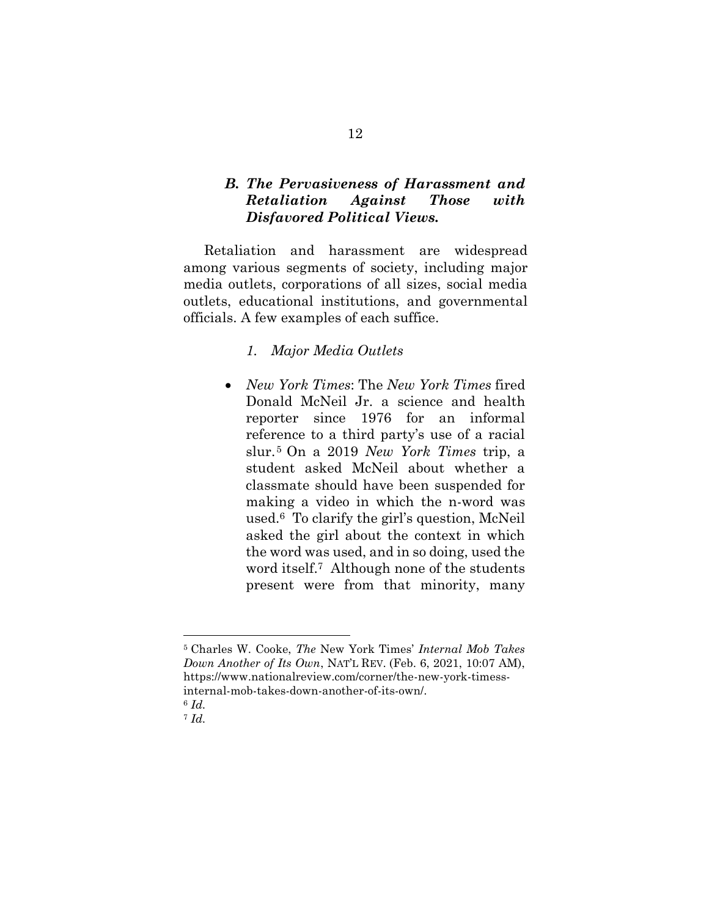### *B. The Pervasiveness of Harassment and Retaliation Against Those with Disfavored Political Views.*

Retaliation and harassment are widespread among various segments of society, including major media outlets, corporations of all sizes, social media outlets, educational institutions, and governmental officials. A few examples of each suffice.

#### *1. Major Media Outlets*

- *New York Times*: The *New York Times* fired Donald McNeil Jr. a science and health reporter since 1976 for an informal reference to a third party's use of a racial slur.[5] On a 2019 *New York Times* trip, a student asked McNeil about whether a classmate should have been suspended for making a video in which the n-word was used.[6] To clarify the girl's question, McNeil asked the girl about the context in which the word was used, and in so doing, used the word itself.[7] Although none of the students present were from that minority, many

---

[5] Charles W. Cooke, *The* New York Times' *Internal Mob Takes Down Another of Its Own*, NAT'L REV. (Feb. 6, 2021, 10:07 AM), https://www.nationalreview.com/corner/the-new-york-timess-internal-mob-takes-down-another-of-its-own/.

[6] *Id.*

[7] *Id.*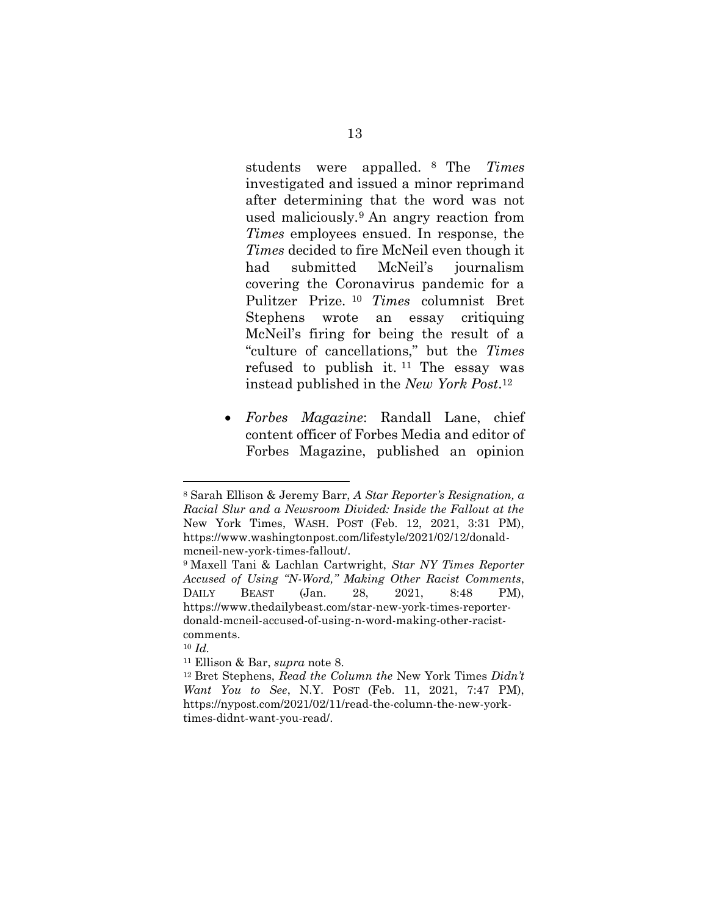students were appalled.[8] The *Times* investigated and issued a minor reprimand after determining that the word was not used maliciously.[9] An angry reaction from *Times* employees ensued. In response, the *Times* decided to fire McNeil even though it had submitted McNeil's journalism covering the Coronavirus pandemic for a Pulitzer Prize.[10] *Times* columnist Bret Stephens wrote an essay critiquing McNeil's firing for being the result of a "culture of cancellations," but the *Times* refused to publish it.[11] The essay was instead published in the *New York Post*.[12]

- *Forbes Magazine*: Randall Lane, chief content officer of Forbes Media and editor of Forbes Magazine, published an opinion

---

[8] Sarah Ellison & Jeremy Barr, *A Star Reporter's Resignation, a Racial Slur and a Newsroom Divided: Inside the Fallout at the* New York Times, WASH. POST (Feb. 12, 2021, 3:31 PM), https://www.washingtonpost.com/lifestyle/2021/02/12/donald-mcneil-new-york-times-fallout/.

[9] Maxell Tani & Lachlan Cartwright, *Star NY Times Reporter Accused of Using "N-Word," Making Other Racist Comments*, DAILY BEAST (Jan. 28, 2021, 8:48 PM), https://www.thedailybeast.com/star-new-york-times-reporter-donald-mcneil-accused-of-using-n-word-making-other-racist-comments.

[10] *Id.*

[11] Ellison & Bar, *supra* note 8.

[12] Bret Stephens, *Read the Column the* New York Times *Didn't Want You to See*, N.Y. POST (Feb. 11, 2021, 7:47 PM), https://nypost.com/2021/02/11/read-the-column-the-new-york-times-didnt-want-you-read/.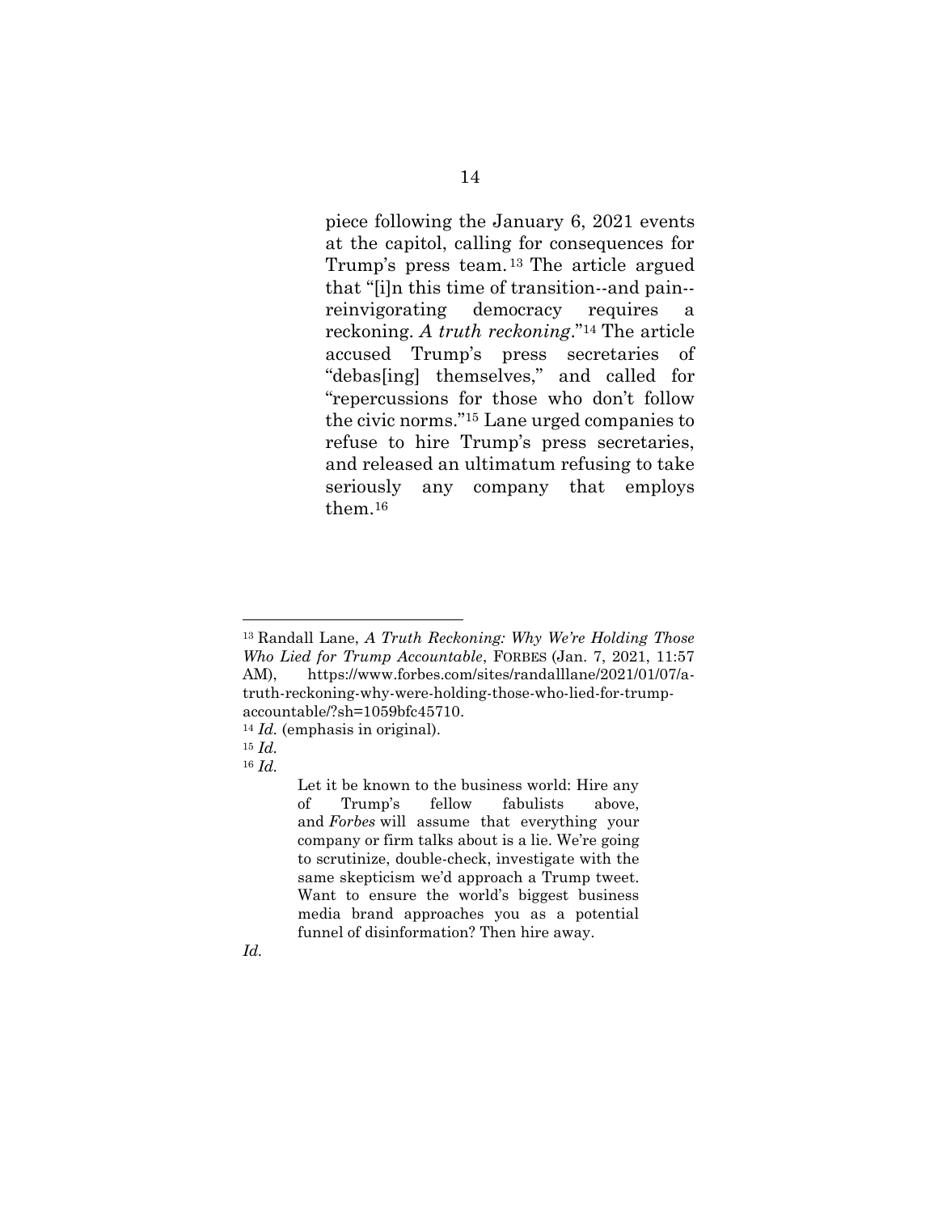piece following the January 6, 2021 events at the capitol, calling for consequences for Trump's press team.[13] The article argued that "[i]n this time of transition--and pain--reinvigorating democracy requires a reckoning. *A truth reckoning*."[14] The article accused Trump's press secretaries of "debas[ing] themselves," and called for "repercussions for those who don't follow the civic norms."[15] Lane urged companies to refuse to hire Trump's press secretaries, and released an ultimatum refusing to take seriously any company that employs them.[16]

---

[13] Randall Lane, *A Truth Reckoning: Why We're Holding Those Who Lied for Trump Accountable*, FORBES (Jan. 7, 2021, 11:57 AM), https://www.forbes.com/sites/randalllane/2021/01/07/a-truth-reckoning-why-were-holding-those-who-lied-for-trump-accountable/?sh=1059bfc45710.

[14] *Id.* (emphasis in original).

[15] *Id.*

[16] *Id.*

> Let it be known to the business world: Hire any of Trump's fellow fabulists above, and *Forbes* will assume that everything your company or firm talks about is a lie. We're going to scrutinize, double-check, investigate with the same skepticism we'd approach a Trump tweet. Want to ensure the world's biggest business media brand approaches you as a potential funnel of disinformation? Then hire away.

*Id.*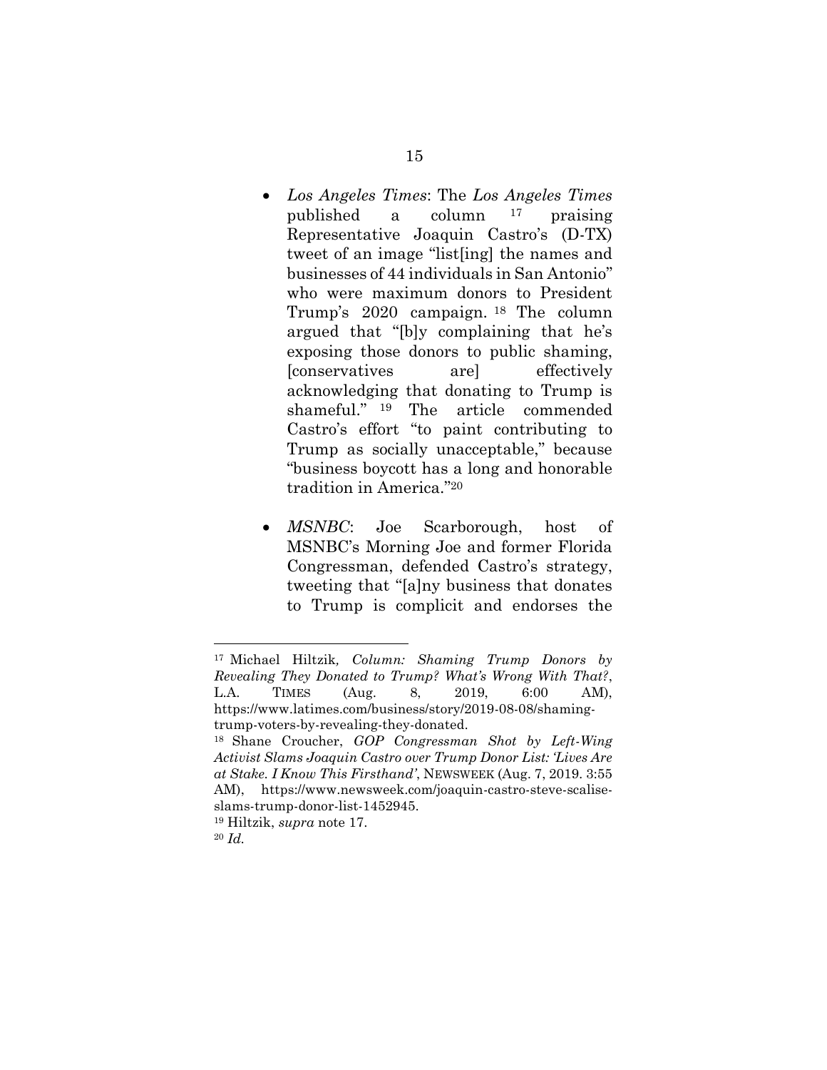- *Los Angeles Times*: The *Los Angeles Times* published a column [17] praising Representative Joaquin Castro's (D-TX) tweet of an image "list[ing] the names and businesses of 44 individuals in San Antonio" who were maximum donors to President Trump's 2020 campaign. [18] The column argued that "[b]y complaining that he's exposing those donors to public shaming, [conservatives are] effectively acknowledging that donating to Trump is shameful." [19] The article commended Castro's effort "to paint contributing to Trump as socially unacceptable," because "business boycott has a long and honorable tradition in America."[20]

- *MSNBC*: Joe Scarborough, host of MSNBC's Morning Joe and former Florida Congressman, defended Castro's strategy, tweeting that "[a]ny business that donates to Trump is complicit and endorses the

---

[17] Michael Hiltzik, *Column: Shaming Trump Donors by Revealing They Donated to Trump? What's Wrong With That?*, L.A. TIMES (Aug. 8, 2019, 6:00 AM), https://www.latimes.com/business/story/2019-08-08/shaming-trump-voters-by-revealing-they-donated.

[18] Shane Croucher, *GOP Congressman Shot by Left-Wing Activist Slams Joaquin Castro over Trump Donor List: 'Lives Are at Stake. I Know This Firsthand'*, NEWSWEEK (Aug. 7, 2019. 3:55 AM), https://www.newsweek.com/joaquin-castro-steve-scalise-slams-trump-donor-list-1452945.

[19] Hiltzik, *supra* note 17.

[20] *Id.*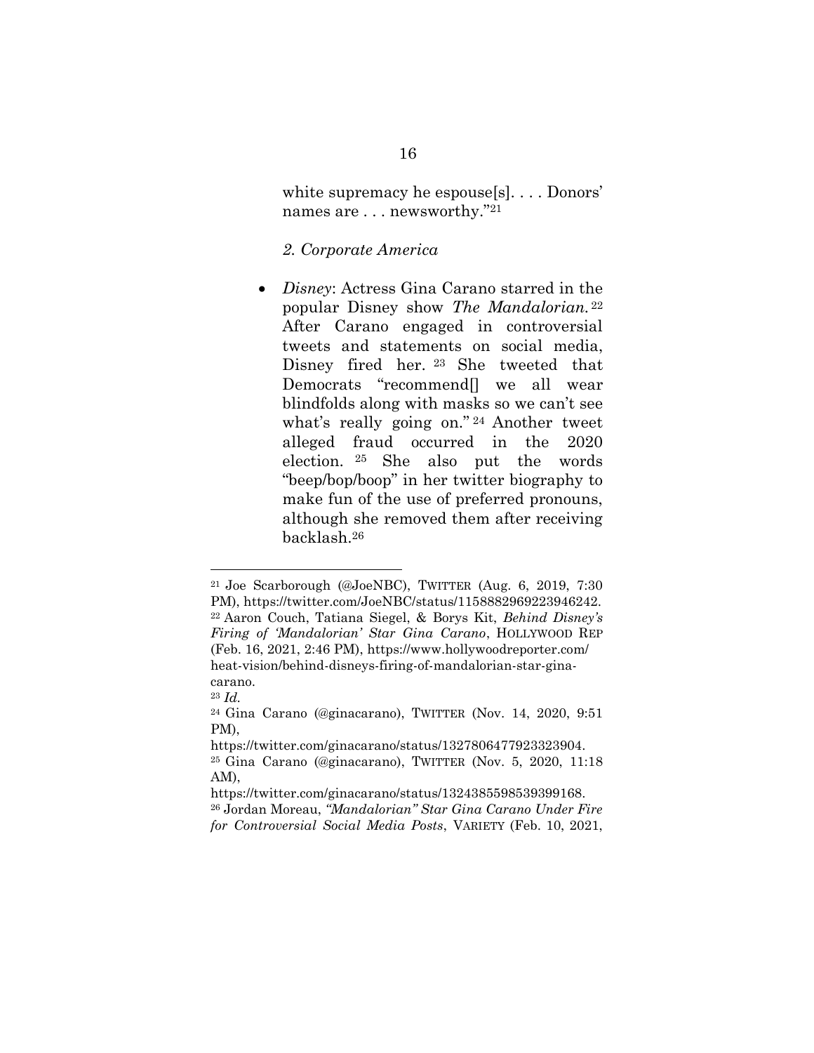white supremacy he espouse[s]. . . . Donors' names are . . . newsworthy."[21]

*2. Corporate America*

- *Disney*: Actress Gina Carano starred in the popular Disney show *The Mandalorian.*[22] After Carano engaged in controversial tweets and statements on social media, Disney fired her.[23] She tweeted that Democrats "recommend[] we all wear blindfolds along with masks so we can't see what's really going on."[24] Another tweet alleged fraud occurred in the 2020 election.[25] She also put the words "beep/bop/boop" in her twitter biography to make fun of the use of preferred pronouns, although she removed them after receiving backlash.[26]

---

[21] Joe Scarborough (@JoeNBC), TWITTER (Aug. 6, 2019, 7:30 PM), https://twitter.com/JoeNBC/status/1158882969223946242.

[22] Aaron Couch, Tatiana Siegel, & Borys Kit, *Behind Disney's Firing of 'Mandalorian' Star Gina Carano*, HOLLYWOOD REP (Feb. 16, 2021, 2:46 PM), https://www.hollywoodreporter.com/heat-vision/behind-disneys-firing-of-mandalorian-star-gina-carano.

[23] *Id.*

[24] Gina Carano (@ginacarano), TWITTER (Nov. 14, 2020, 9:51 PM), https://twitter.com/ginacarano/status/1327806477923323904.

[25] Gina Carano (@ginacarano), TWITTER (Nov. 5, 2020, 11:18 AM), https://twitter.com/ginacarano/status/1324385598539399168.

[26] Jordan Moreau, *"Mandalorian" Star Gina Carano Under Fire for Controversial Social Media Posts*, VARIETY (Feb. 10, 2021,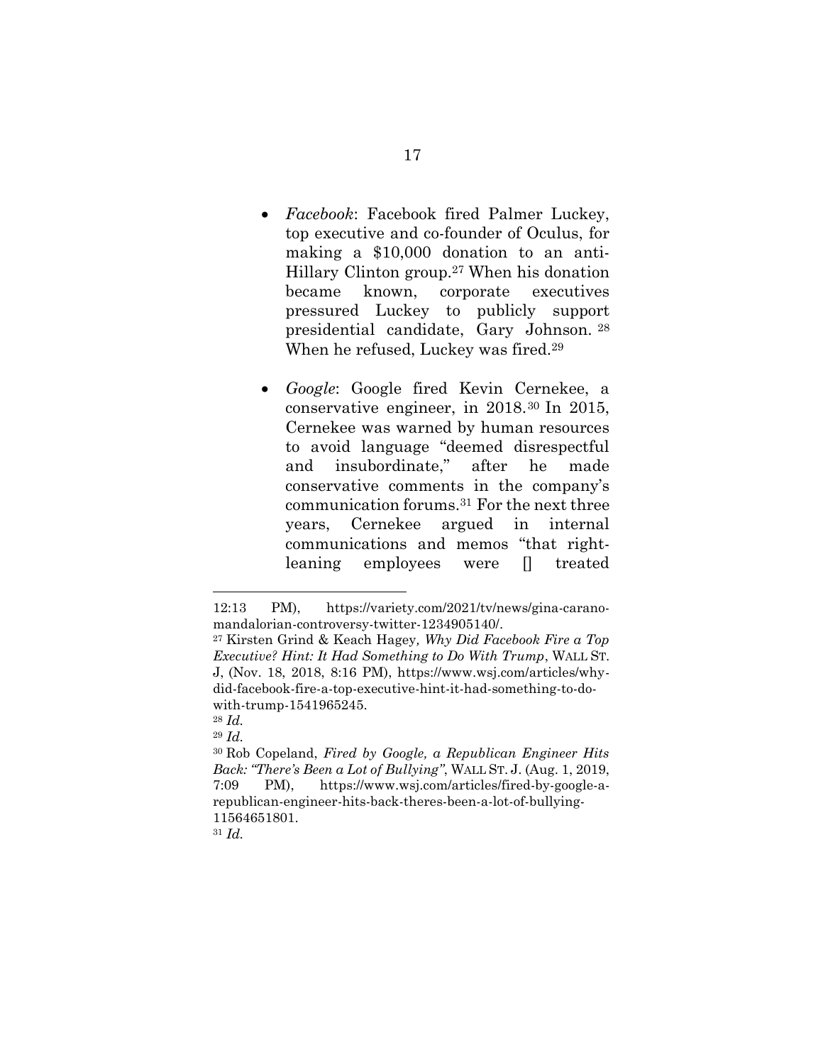- *Facebook*: Facebook fired Palmer Luckey, top executive and co-founder of Oculus, for making a $10,000 donation to an anti-Hillary Clinton group.[27] When his donation became known, corporate executives pressured Luckey to publicly support presidential candidate, Gary Johnson.[28] When he refused, Luckey was fired.[29]

- *Google*: Google fired Kevin Cernekee, a conservative engineer, in 2018.[30] In 2015, Cernekee was warned by human resources to avoid language "deemed disrespectful and insubordinate," after he made conservative comments in the company's communication forums.[31] For the next three years, Cernekee argued in internal communications and memos "that right-leaning employees were [] treated

---

12:13 PM), https://variety.com/2021/tv/news/gina-carano-mandalorian-controversy-twitter-1234905140/.

[27] Kirsten Grind & Keach Hagey*, Why Did Facebook Fire a Top Executive? Hint: It Had Something to Do With Trump*, WALL ST. J, (Nov. 18, 2018, 8:16 PM), https://www.wsj.com/articles/why-did-facebook-fire-a-top-executive-hint-it-had-something-to-do-with-trump-1541965245.

[28] *Id.*

[29] *Id.*

[30] Rob Copeland, *Fired by Google, a Republican Engineer Hits Back: "There's Been a Lot of Bullying"*, WALL ST. J. (Aug. 1, 2019, 7:09 PM), https://www.wsj.com/articles/fired-by-google-a-republican-engineer-hits-back-theres-been-a-lot-of-bullying-11564651801.

[31] *Id.*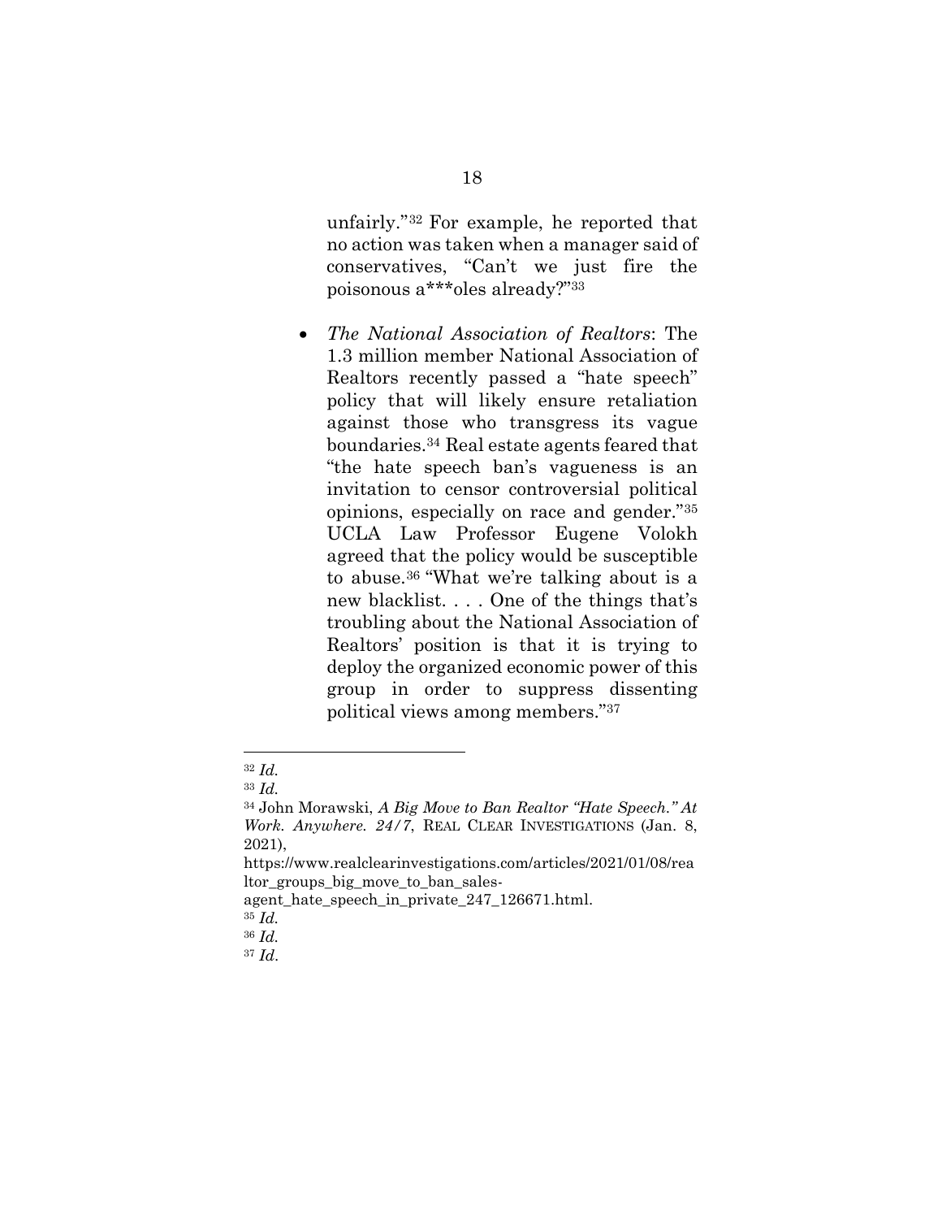unfairly."[32] For example, he reported that no action was taken when a manager said of conservatives, "Can't we just fire the poisonous a***oles already?"[33]

- *The National Association of Realtors*: The 1.3 million member National Association of Realtors recently passed a "hate speech" policy that will likely ensure retaliation against those who transgress its vague boundaries.[34] Real estate agents feared that "the hate speech ban's vagueness is an invitation to censor controversial political opinions, especially on race and gender."[35] UCLA Law Professor Eugene Volokh agreed that the policy would be susceptible to abuse.[36] "What we're talking about is a new blacklist. . . . One of the things that's troubling about the National Association of Realtors' position is that it is trying to deploy the organized economic power of this group in order to suppress dissenting political views among members."[37]

---

[32] *Id.*

[33] *Id.*

[34] John Morawski, *A Big Move to Ban Realtor "Hate Speech." At Work. Anywhere. 24/7*, REAL CLEAR INVESTIGATIONS (Jan. 8, 2021), https://www.realclearinvestigations.com/articles/2021/01/08/realtor_groups_big_move_to_ban_sales-agent_hate_speech_in_private_247_126671.html.

[35] *Id.*

[36] *Id.*

[37] *Id*.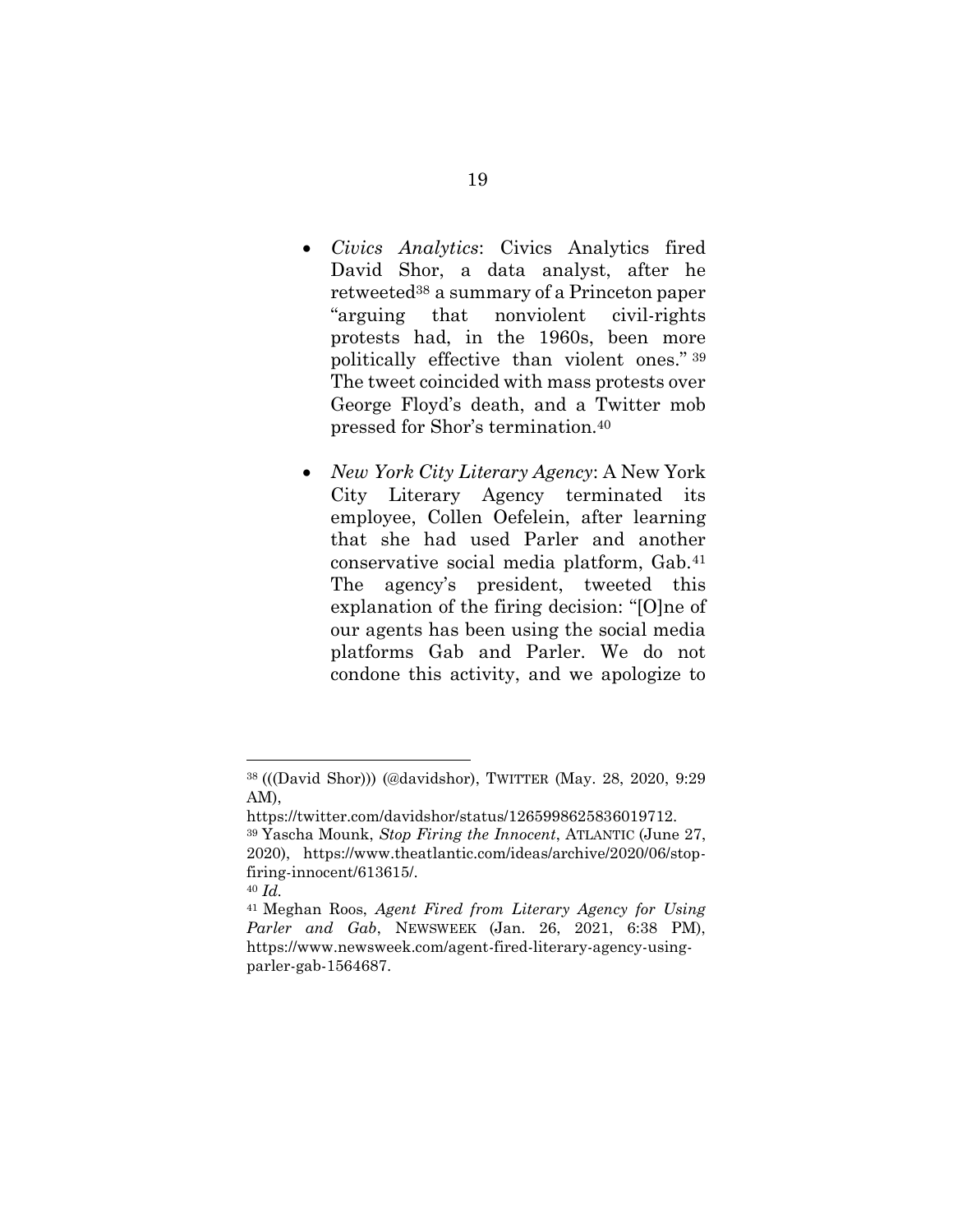- *Civics Analytics*: Civics Analytics fired David Shor, a data analyst, after he retweeted[38] a summary of a Princeton paper "arguing that nonviolent civil-rights protests had, in the 1960s, been more politically effective than violent ones." [39] The tweet coincided with mass protests over George Floyd's death, and a Twitter mob pressed for Shor's termination.[40]

- *New York City Literary Agency*: A New York City Literary Agency terminated its employee, Collen Oefelein, after learning that she had used Parler and another conservative social media platform, Gab.[41] The agency's president, tweeted this explanation of the firing decision: "[O]ne of our agents has been using the social media platforms Gab and Parler. We do not condone this activity, and we apologize to

---

[38] (((David Shor))) (@davidshor), TWITTER (May. 28, 2020, 9:29 AM), https://twitter.com/davidshor/status/1265998625836019712.

[39] Yascha Mounk, *Stop Firing the Innocent*, ATLANTIC (June 27, 2020), https://www.theatlantic.com/ideas/archive/2020/06/stop-firing-innocent/613615/.

[40] *Id.*

[41] Meghan Roos, *Agent Fired from Literary Agency for Using Parler and Gab*, NEWSWEEK (Jan. 26, 2021, 6:38 PM), https://www.newsweek.com/agent-fired-literary-agency-using-parler-gab-1564687.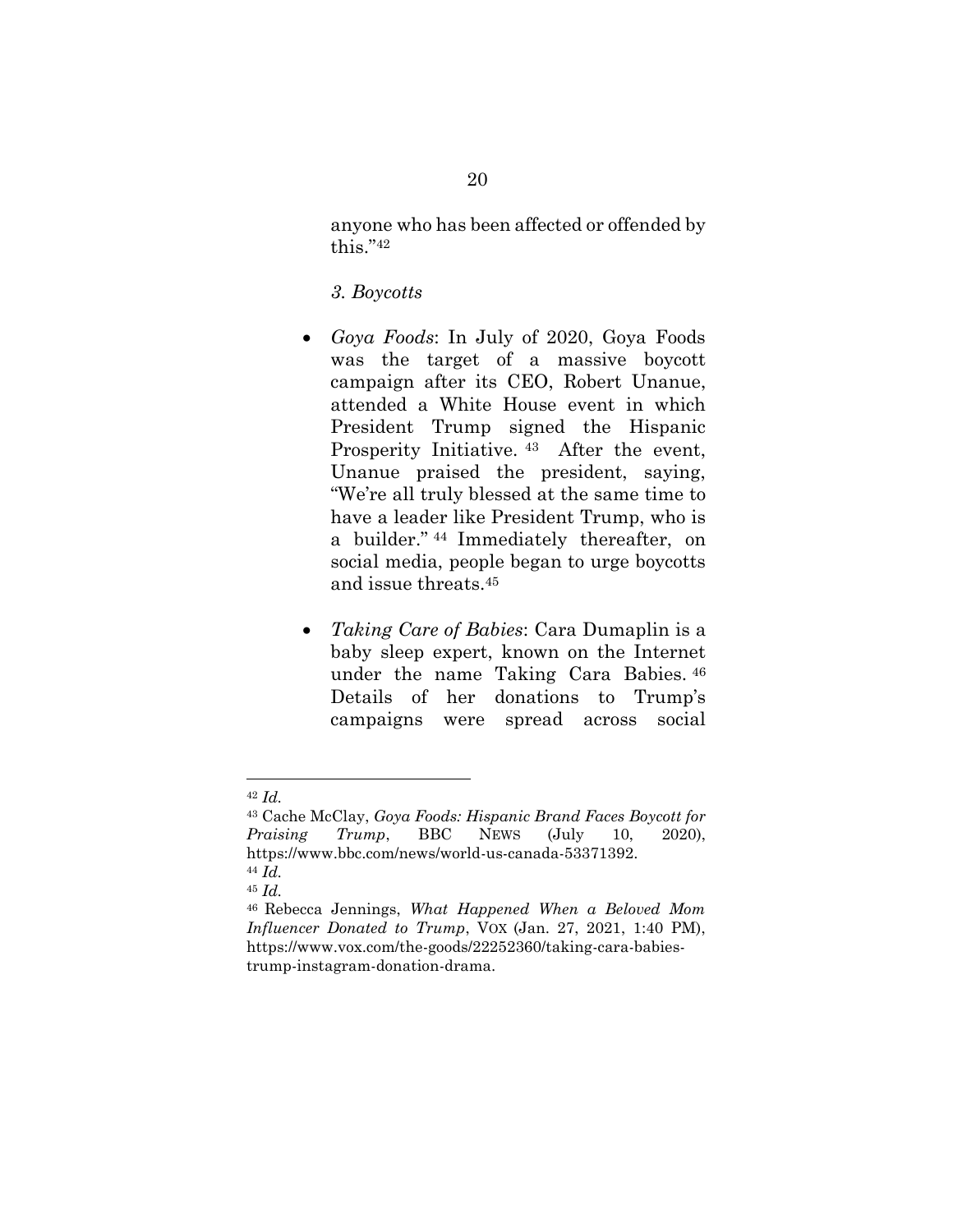anyone who has been affected or offended by this."[42]

*3. Boycotts*

- *Goya Foods*: In July of 2020, Goya Foods was the target of a massive boycott campaign after its CEO, Robert Unanue, attended a White House event in which President Trump signed the Hispanic Prosperity Initiative.[43] After the event, Unanue praised the president, saying, "We're all truly blessed at the same time to have a leader like President Trump, who is a builder."[44] Immediately thereafter, on social media, people began to urge boycotts and issue threats.[45]

- *Taking Care of Babies*: Cara Dumaplin is a baby sleep expert, known on the Internet under the name Taking Cara Babies.[46] Details of her donations to Trump's campaigns were spread across social

---

[42] *Id.*

[43] Cache McClay, *Goya Foods: Hispanic Brand Faces Boycott for Praising Trump*, BBC NEWS (July 10, 2020), https://www.bbc.com/news/world-us-canada-53371392.

[44] *Id.*

[45] *Id.*

[46] Rebecca Jennings, *What Happened When a Beloved Mom Influencer Donated to Trump*, VOX (Jan. 27, 2021, 1:40 PM), https://www.vox.com/the-goods/22252360/taking-cara-babies-trump-instagram-donation-drama.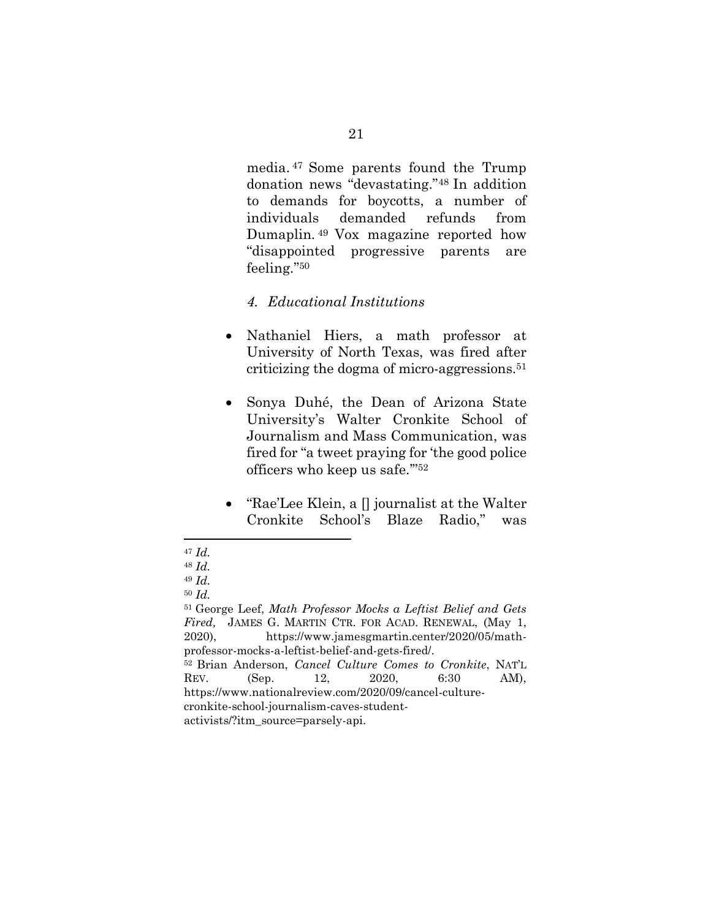media.[47] Some parents found the Trump donation news "devastating."[48] In addition to demands for boycotts, a number of individuals demanded refunds from Dumaplin.[49] Vox magazine reported how "disappointed progressive parents are feeling."[50]

*4. Educational Institutions*

- Nathaniel Hiers, a math professor at University of North Texas, was fired after criticizing the dogma of micro-aggressions.[51]
- Sonya Duhé, the Dean of Arizona State University's Walter Cronkite School of Journalism and Mass Communication, was fired for "a tweet praying for 'the good police officers who keep us safe.'"[52]
- "Rae'Lee Klein, a [] journalist at the Walter Cronkite School's Blaze Radio," was

---

[47] *Id.*

[48] *Id.*

[49] *Id.*

[50] *Id.*

[51] George Leef, *Math Professor Mocks a Leftist Belief and Gets Fired,* JAMES G. MARTIN CTR. FOR ACAD. RENEWAL, (May 1, 2020), https://www.jamesgmartin.center/2020/05/math-professor-mocks-a-leftist-belief-and-gets-fired/.

[52] Brian Anderson, *Cancel Culture Comes to Cronkite*, NAT'L REV. (Sep. 12, 2020, 6:30 AM), https://www.nationalreview.com/2020/09/cancel-culture-cronkite-school-journalism-caves-student-activists/?itm_source=parsely-api.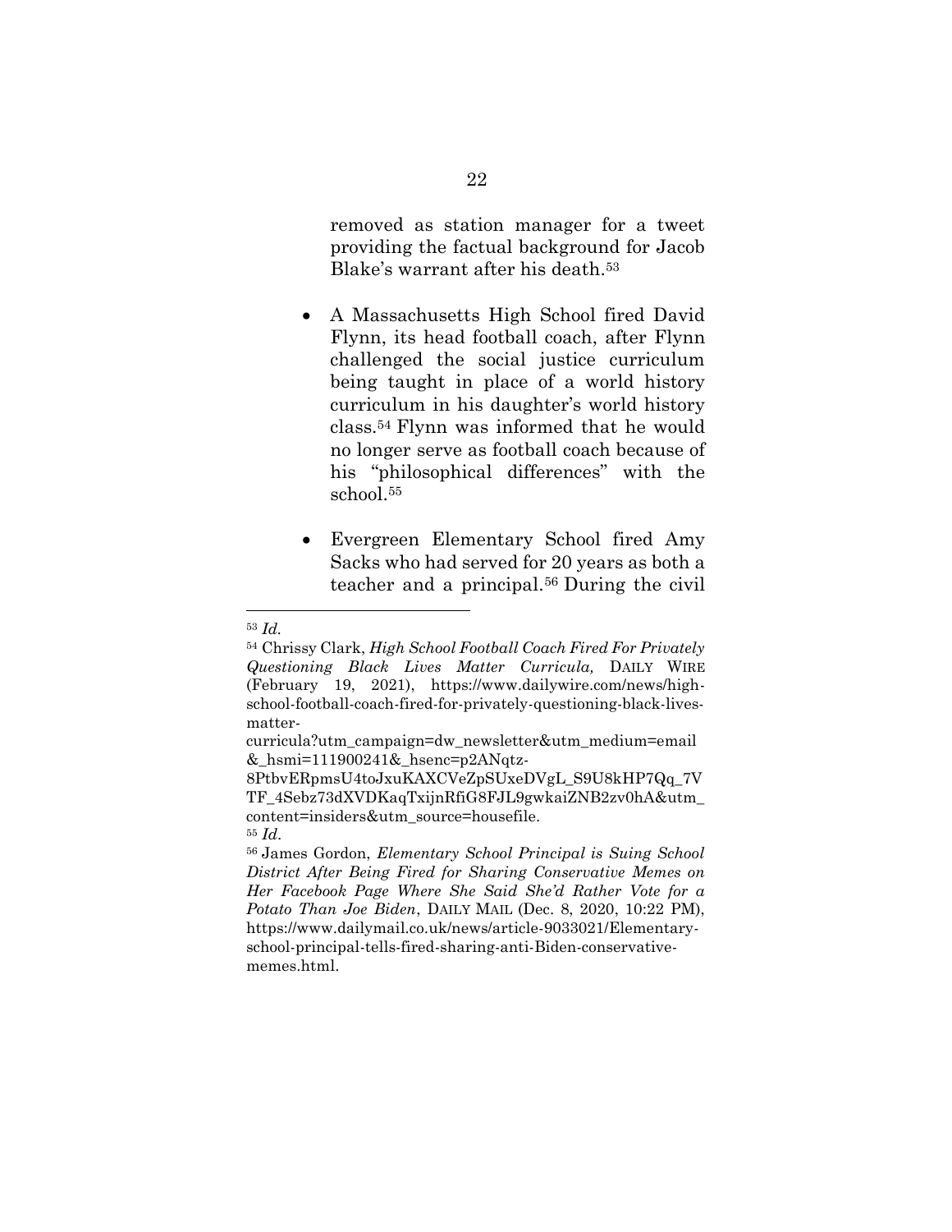removed as station manager for a tweet providing the factual background for Jacob Blake's warrant after his death.[53]

- A Massachusetts High School fired David Flynn, its head football coach, after Flynn challenged the social justice curriculum being taught in place of a world history curriculum in his daughter's world history class.[54] Flynn was informed that he would no longer serve as football coach because of his "philosophical differences" with the school.[55]

- Evergreen Elementary School fired Amy Sacks who had served for 20 years as both a teacher and a principal.[56] During the civil

---

[53] *Id.*

[54] Chrissy Clark, *High School Football Coach Fired For Privately Questioning Black Lives Matter Curricula,* DAILY WIRE (February 19, 2021), https://www.dailywire.com/news/high-school-football-coach-fired-for-privately-questioning-black-lives-matter-curricula?utm_campaign=dw_newsletter&utm_medium=email&_hsmi=111900241&_hsenc=p2ANqtz-8PtbvERpmsU4toJxuKAXCVeZpSUxeDVgL_S9U8kHP7Qq_7VTF_4Sebz73dXVDKaqTxijnRfiG8FJL9gwkaiZNB2zv0hA&utm_content=insiders&utm_source=housefile.

[55] *Id*.

[56] James Gordon, *Elementary School Principal is Suing School District After Being Fired for Sharing Conservative Memes on Her Facebook Page Where She Said She'd Rather Vote for a Potato Than Joe Biden*, DAILY MAIL (Dec. 8, 2020, 10:22 PM), https://www.dailymail.co.uk/news/article-9033021/Elementary-school-principal-tells-fired-sharing-anti-Biden-conservative-memes.html.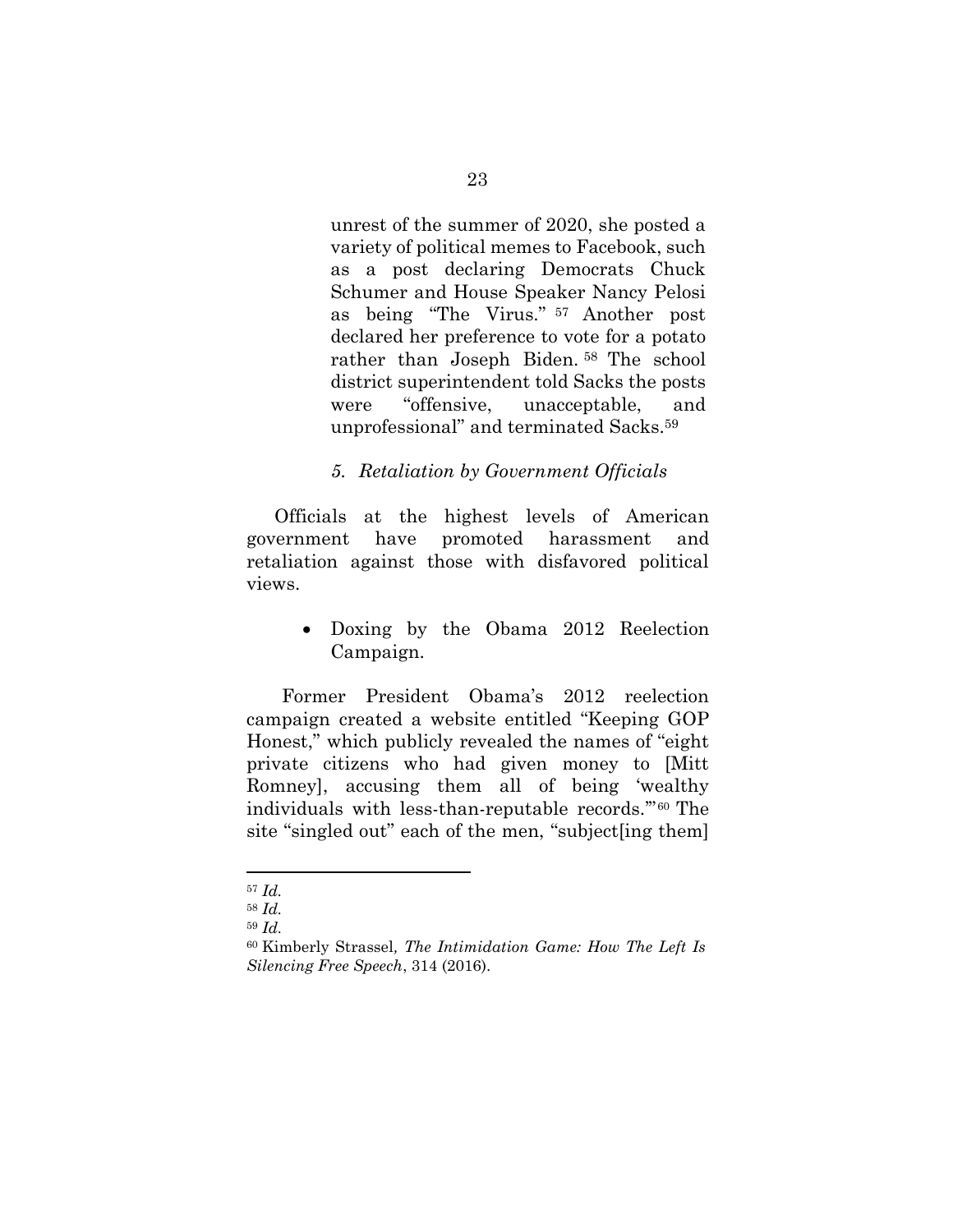unrest of the summer of 2020, she posted a variety of political memes to Facebook, such as a post declaring Democrats Chuck Schumer and House Speaker Nancy Pelosi as being "The Virus." [57] Another post declared her preference to vote for a potato rather than Joseph Biden. [58] The school district superintendent told Sacks the posts were "offensive, unacceptable, and unprofessional" and terminated Sacks.[59]

### *5. Retaliation by Government Officials*

Officials at the highest levels of American government have promoted harassment and retaliation against those with disfavored political views.

- Doxing by the Obama 2012 Reelection Campaign.

Former President Obama's 2012 reelection campaign created a website entitled "Keeping GOP Honest," which publicly revealed the names of "eight private citizens who had given money to [Mitt Romney], accusing them all of being 'wealthy individuals with less-than-reputable records.'"[60] The site "singled out" each of the men, "subject[ing them]

---

[57] *Id.*

[58] *Id.*

[59] *Id.*

[60] Kimberly Strassel, *The Intimidation Game: How The Left Is Silencing Free Speech*, 314 (2016).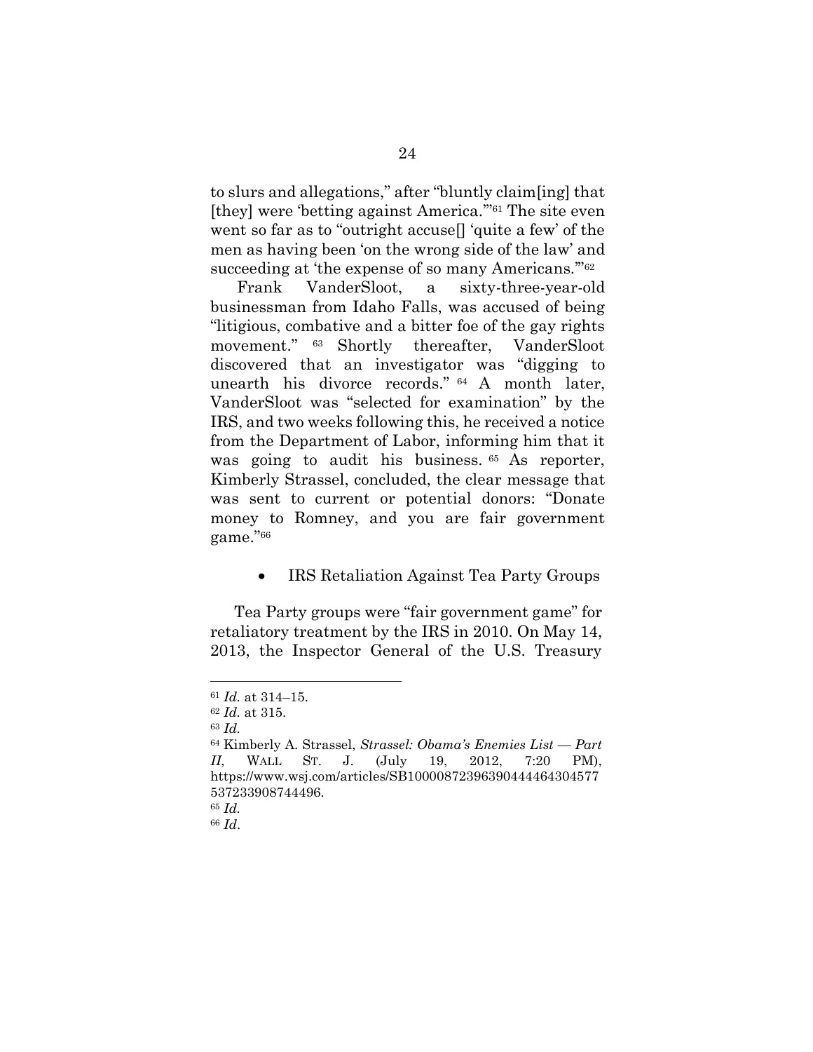to slurs and allegations," after "bluntly claim[ing] that [they] were 'betting against America.'"[61] The site even went so far as to "outright accuse[] 'quite a few' of the men as having been 'on the wrong side of the law' and succeeding at 'the expense of so many Americans.'"[62]

Frank VanderSloot, a sixty-three-year-old businessman from Idaho Falls, was accused of being "litigious, combative and a bitter foe of the gay rights movement."[63] Shortly thereafter, VanderSloot discovered that an investigator was "digging to unearth his divorce records."[64] A month later, VanderSloot was "selected for examination" by the IRS, and two weeks following this, he received a notice from the Department of Labor, informing him that it was going to audit his business.[65] As reporter, Kimberly Strassel, concluded, the clear message that was sent to current or potential donors: "Donate money to Romney, and you are fair government game."[66]

- IRS Retaliation Against Tea Party Groups

Tea Party groups were "fair government game" for retaliatory treatment by the IRS in 2010. On May 14, 2013, the Inspector General of the U.S. Treasury

---

[61] *Id.* at 314–15.

[62] *Id.* at 315.

[63] *Id.*

[64] Kimberly A. Strassel, *Strassel: Obama's Enemies List — Part II*, WALL ST. J. (July 19, 2012, 7:20 PM), https://www.wsj.com/articles/SB10000872396390444464304577537233908744496.

[65] *Id.*

[66] *Id*.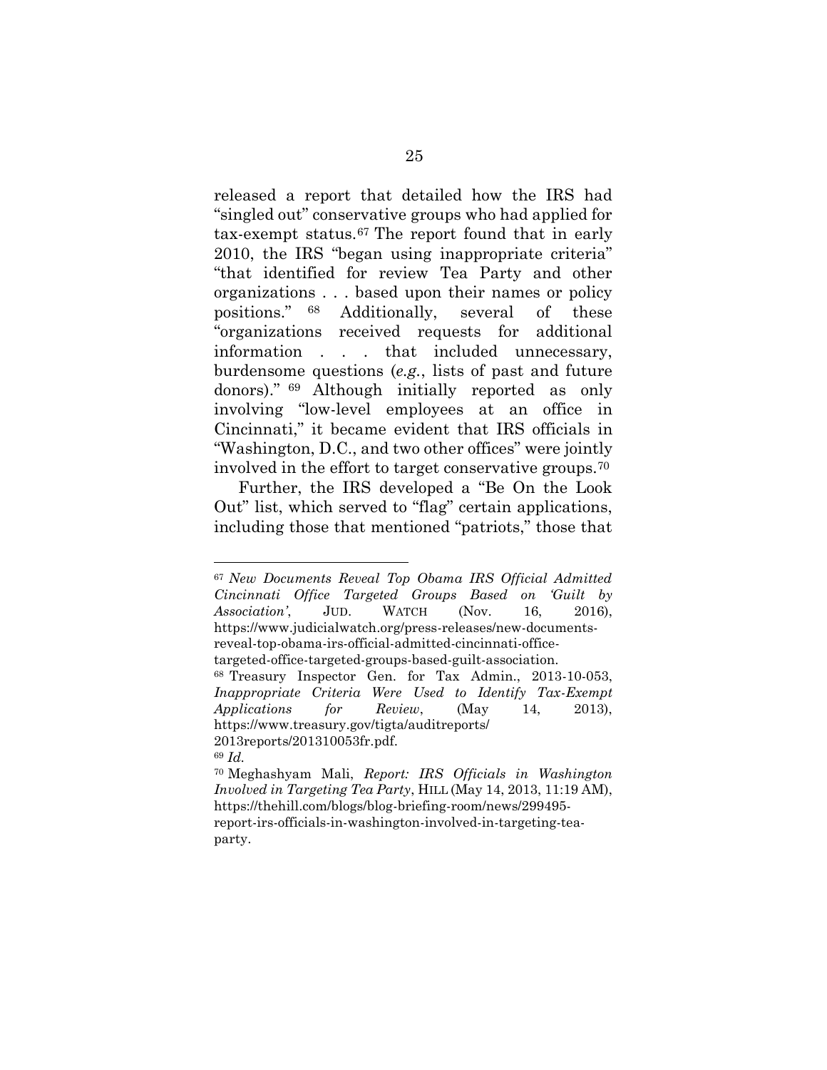released a report that detailed how the IRS had "singled out" conservative groups who had applied for tax-exempt status.[67] The report found that in early 2010, the IRS "began using inappropriate criteria" "that identified for review Tea Party and other organizations . . . based upon their names or policy positions." [68] Additionally, several of these "organizations received requests for additional information . . . that included unnecessary, burdensome questions (*e.g.*, lists of past and future donors)." [69] Although initially reported as only involving "low-level employees at an office in Cincinnati," it became evident that IRS officials in "Washington, D.C., and two other offices" were jointly involved in the effort to target conservative groups.[70]

Further, the IRS developed a "Be On the Look Out" list, which served to "flag" certain applications, including those that mentioned "patriots," those that

---

[67] *New Documents Reveal Top Obama IRS Official Admitted Cincinnati Office Targeted Groups Based on 'Guilt by Association'*, JUD. WATCH (Nov. 16, 2016), https://www.judicialwatch.org/press-releases/new-documents-reveal-top-obama-irs-official-admitted-cincinnati-office-targeted-office-targeted-groups-based-guilt-association.

[68] Treasury Inspector Gen. for Tax Admin., 2013-10-053, *Inappropriate Criteria Were Used to Identify Tax-Exempt Applications for Review*, (May 14, 2013), https://www.treasury.gov/tigta/auditreports/2013reports/201310053fr.pdf.

[69] *Id.*

[70] Meghashyam Mali, *Report: IRS Officials in Washington Involved in Targeting Tea Party*, HILL (May 14, 2013, 11:19 AM), https://thehill.com/blogs/blog-briefing-room/news/299495-report-irs-officials-in-washington-involved-in-targeting-tea-party.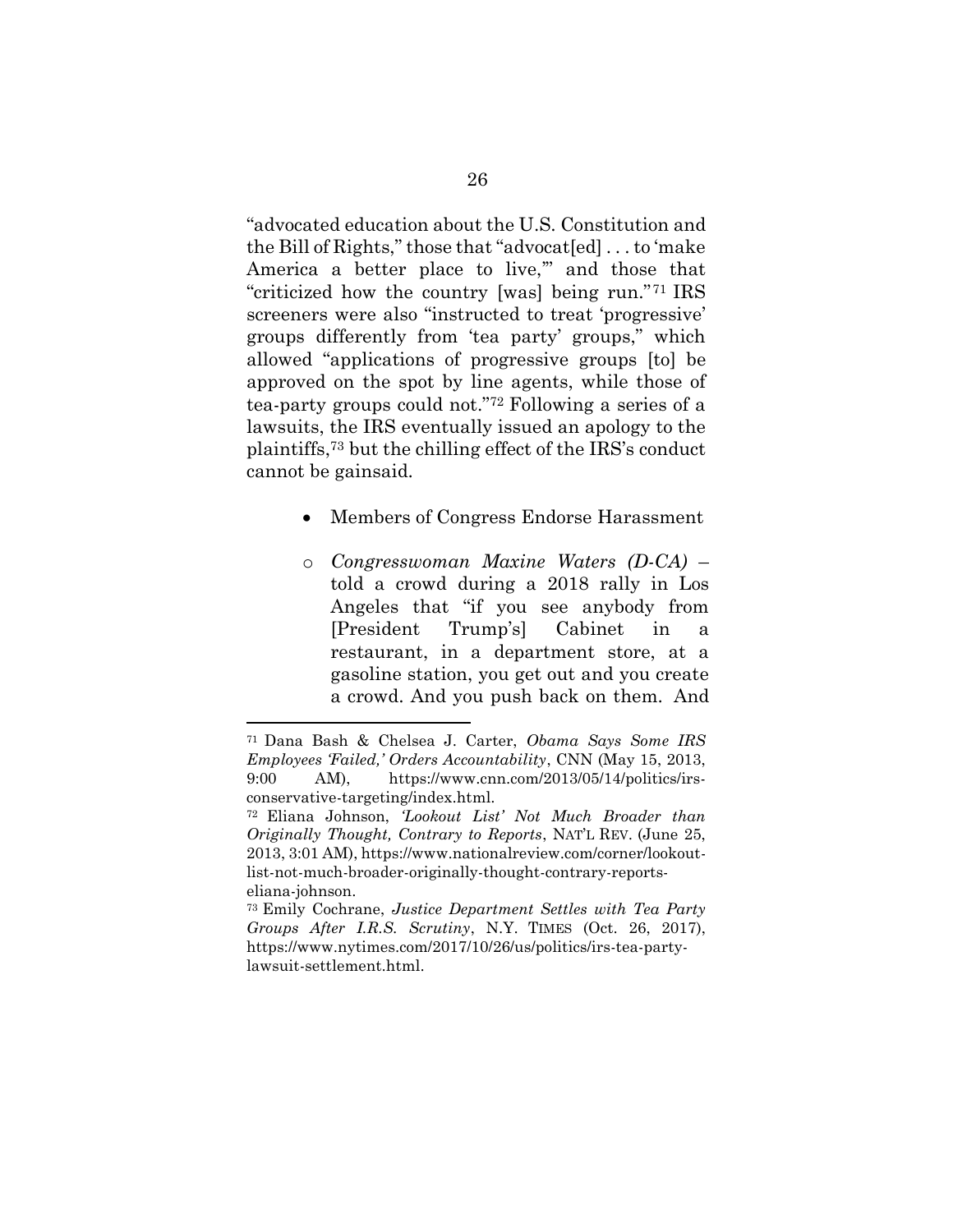"advocated education about the U.S. Constitution and the Bill of Rights," those that "advocat[ed] . . . to 'make America a better place to live,'" and those that "criticized how the country [was] being run."[71] IRS screeners were also "instructed to treat 'progressive' groups differently from 'tea party' groups," which allowed "applications of progressive groups [to] be approved on the spot by line agents, while those of tea-party groups could not."[72] Following a series of a lawsuits, the IRS eventually issued an apology to the plaintiffs,[73] but the chilling effect of the IRS's conduct cannot be gainsaid.

- Members of Congress Endorse Harassment
  - *Congresswoman Maxine Waters (D-CA)* – told a crowd during a 2018 rally in Los Angeles that "if you see anybody from [President Trump's] Cabinet in a restaurant, in a department store, at a gasoline station, you get out and you create a crowd. And you push back on them. And

---

[71] Dana Bash & Chelsea J. Carter, *Obama Says Some IRS Employees 'Failed,' Orders Accountability*, CNN (May 15, 2013, 9:00 AM), https://www.cnn.com/2013/05/14/politics/irs-conservative-targeting/index.html.

[72] Eliana Johnson, *'Lookout List' Not Much Broader than Originally Thought, Contrary to Reports*, NAT'L REV. (June 25, 2013, 3:01 AM), https://www.nationalreview.com/corner/lookout-list-not-much-broader-originally-thought-contrary-reports-eliana-johnson.

[73] Emily Cochrane, *Justice Department Settles with Tea Party Groups After I.R.S. Scrutiny*, N.Y. TIMES (Oct. 26, 2017), https://www.nytimes.com/2017/10/26/us/politics/irs-tea-party-lawsuit-settlement.html.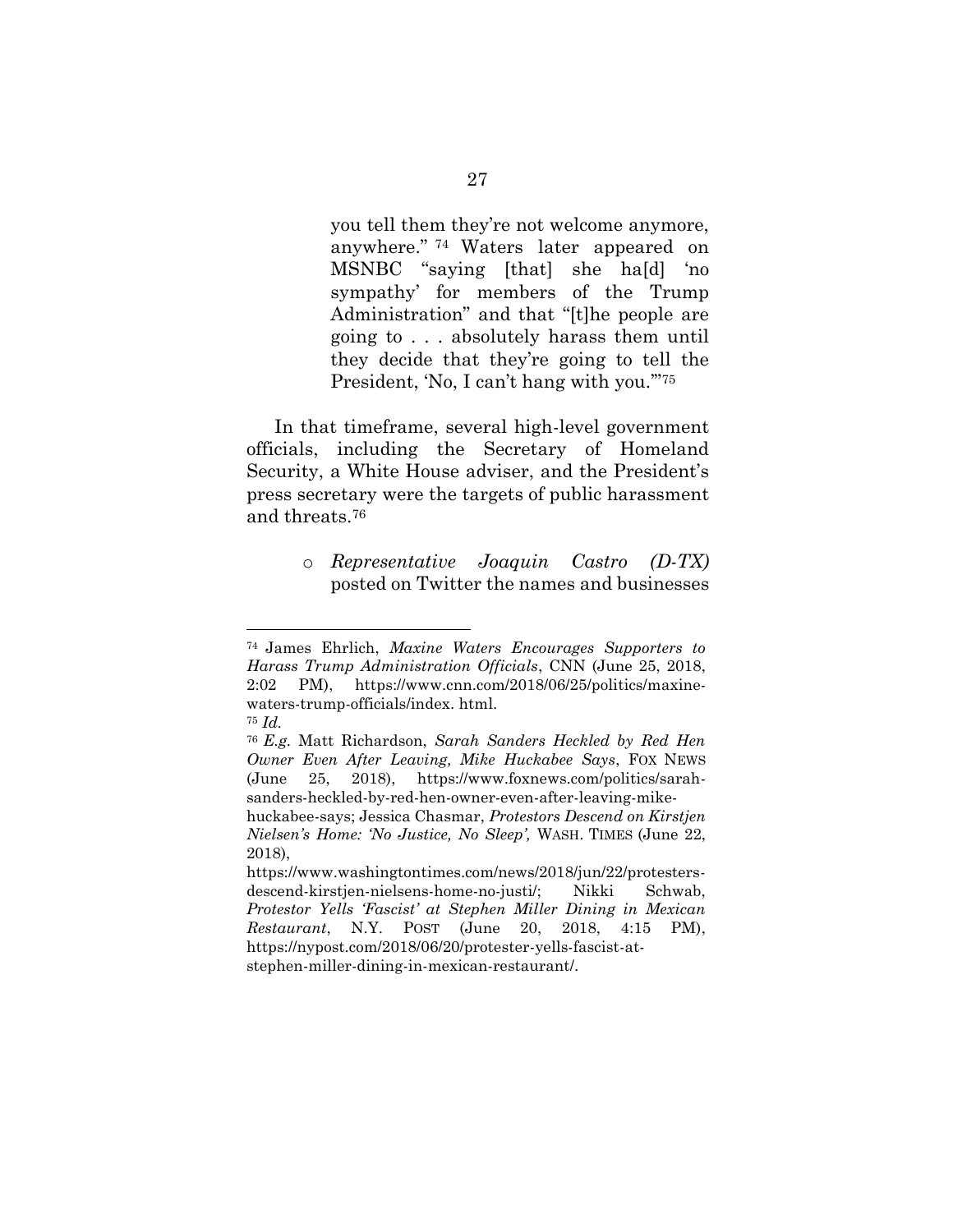> you tell them they're not welcome anymore, anywhere."[74] Waters later appeared on MSNBC "saying [that] she ha[d] 'no sympathy' for members of the Trump Administration" and that "[t]he people are going to . . . absolutely harass them until they decide that they're going to tell the President, 'No, I can't hang with you.'"[75]

In that timeframe, several high-level government officials, including the Secretary of Homeland Security, a White House adviser, and the President's press secretary were the targets of public harassment and threats.[76]

- *Representative Joaquin Castro (D-TX)* posted on Twitter the names and businesses

---

[74] James Ehrlich, *Maxine Waters Encourages Supporters to Harass Trump Administration Officials*, CNN (June 25, 2018, 2:02 PM), https://www.cnn.com/2018/06/25/politics/maxine-waters-trump-officials/index. html.

[75] *Id.*

[76] *E.g.* Matt Richardson, *Sarah Sanders Heckled by Red Hen Owner Even After Leaving, Mike Huckabee Says*, FOX NEWS (June 25, 2018), https://www.foxnews.com/politics/sarah-sanders-heckled-by-red-hen-owner-even-after-leaving-mike-huckabee-says; Jessica Chasmar, *Protestors Descend on Kirstjen Nielsen's Home: 'No Justice, No Sleep',* WASH. TIMES (June 22, 2018), https://www.washingtontimes.com/news/2018/jun/22/protesters-descend-kirstjen-nielsens-home-no-justi/; Nikki Schwab, *Protestor Yells 'Fascist' at Stephen Miller Dining in Mexican Restaurant*, N.Y. POST (June 20, 2018, 4:15 PM), https://nypost.com/2018/06/20/protester-yells-fascist-at-stephen-miller-dining-in-mexican-restaurant/.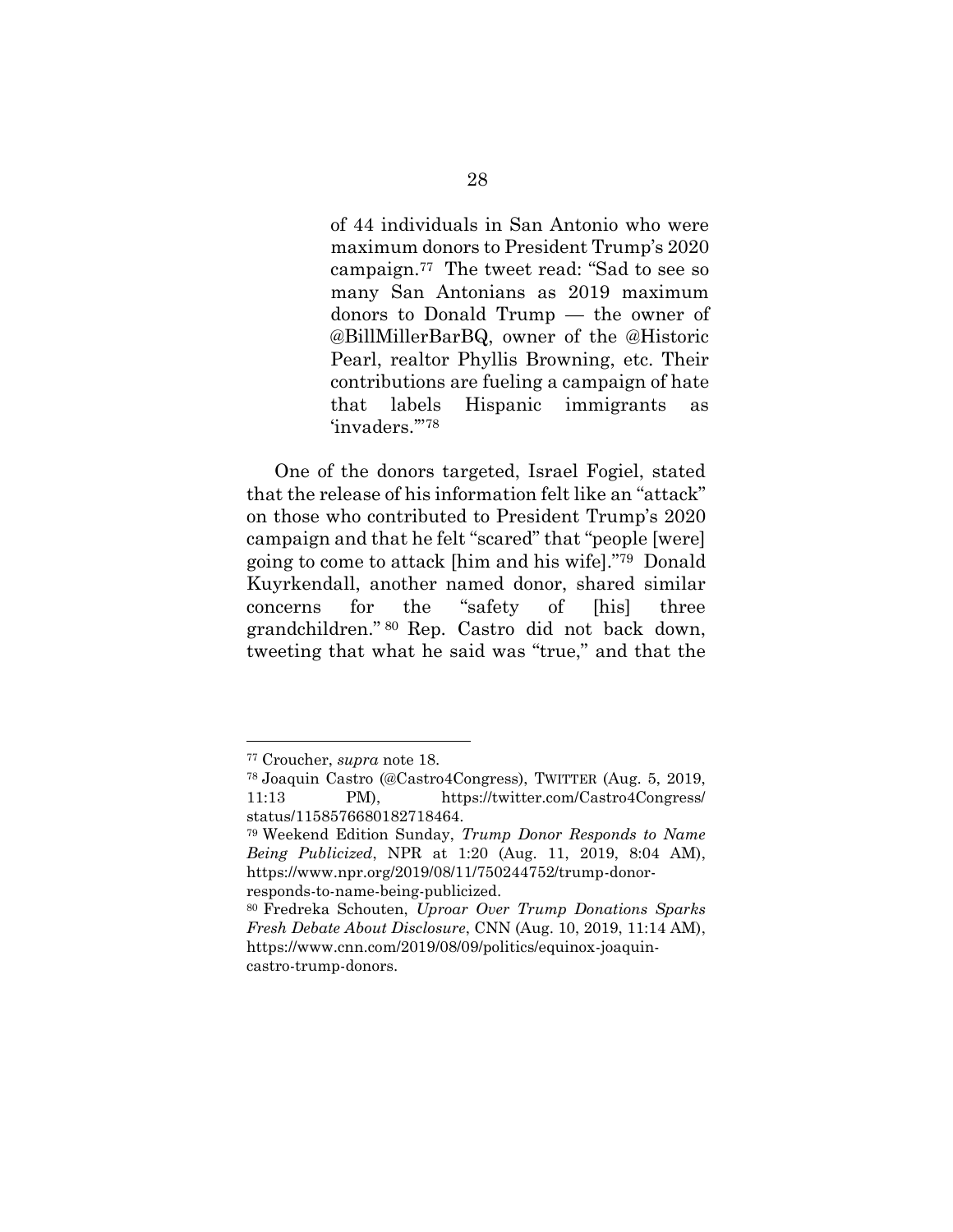of 44 individuals in San Antonio who were maximum donors to President Trump's 2020 campaign.[77] The tweet read: "Sad to see so many San Antonians as 2019 maximum donors to Donald Trump — the owner of @BillMillerBarBQ, owner of the @Historic Pearl, realtor Phyllis Browning, etc. Their contributions are fueling a campaign of hate that labels Hispanic immigrants as 'invaders.'"[78]

One of the donors targeted, Israel Fogiel, stated that the release of his information felt like an "attack" on those who contributed to President Trump's 2020 campaign and that he felt "scared" that "people [were] going to come to attack [him and his wife]."[79] Donald Kuyrkendall, another named donor, shared similar concerns for the "safety of [his] three grandchildren."[80] Rep. Castro did not back down, tweeting that what he said was "true," and that the

---

[77] Croucher, *supra* note 18.

[78] Joaquin Castro (@Castro4Congress), TWITTER (Aug. 5, 2019, 11:13 PM), https://twitter.com/Castro4Congress/status/1158576680182718464.

[79] Weekend Edition Sunday, *Trump Donor Responds to Name Being Publicized*, NPR at 1:20 (Aug. 11, 2019, 8:04 AM), https://www.npr.org/2019/08/11/750244752/trump-donor-responds-to-name-being-publicized.

[80] Fredreka Schouten, *Uproar Over Trump Donations Sparks Fresh Debate About Disclosure*, CNN (Aug. 10, 2019, 11:14 AM), https://www.cnn.com/2019/08/09/politics/equinox-joaquin-castro-trump-donors.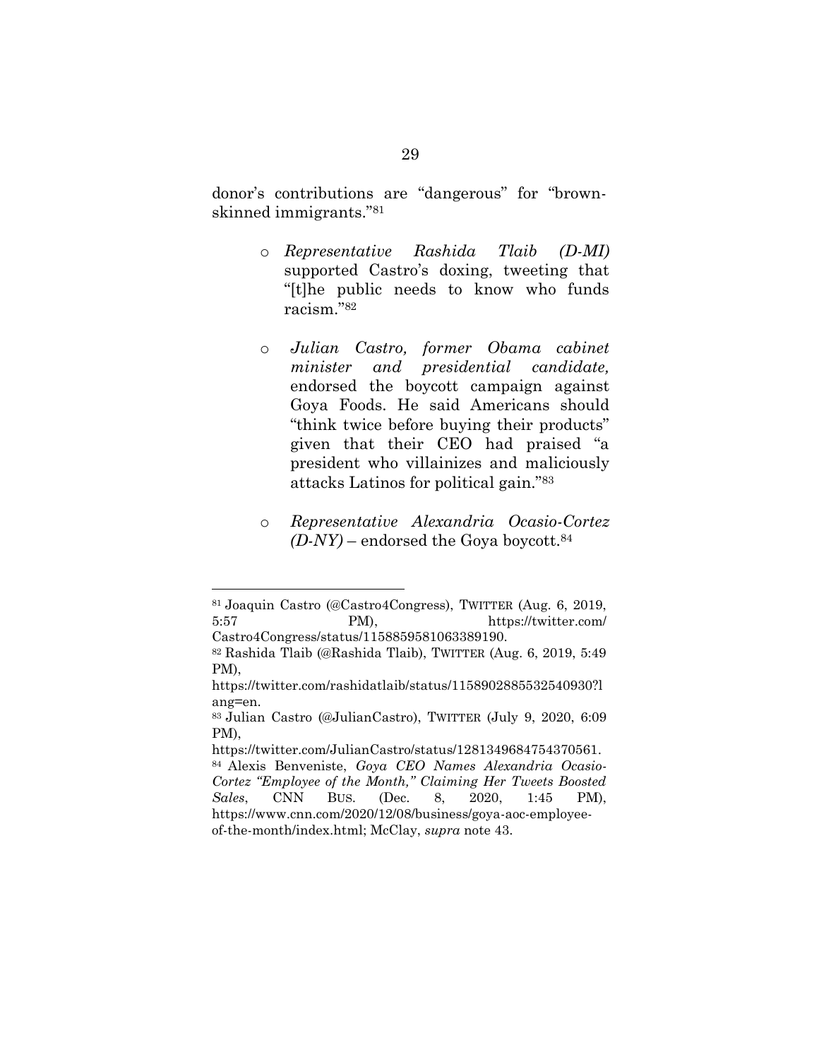donor's contributions are "dangerous" for "brown-skinned immigrants."[81]

- *Representative Rashida Tlaib (D-MI)* supported Castro's doxing, tweeting that "[t]he public needs to know who funds racism."[82]

- *Julian Castro, former Obama cabinet minister and presidential candidate,* endorsed the boycott campaign against Goya Foods. He said Americans should "think twice before buying their products" given that their CEO had praised "a president who villainizes and maliciously attacks Latinos for political gain."[83]

- *Representative Alexandria Ocasio-Cortez (D-NY)* – endorsed the Goya boycott.[84]

---

[81] Joaquin Castro (@Castro4Congress), TWITTER (Aug. 6, 2019, 5:57 PM), https://twitter.com/Castro4Congress/status/1158859581063389190.

[82] Rashida Tlaib (@Rashida Tlaib), TWITTER (Aug. 6, 2019, 5:49 PM), https://twitter.com/rashidatlaib/status/1158902885532540930?lang=en.

[83] Julian Castro (@JulianCastro), TWITTER (July 9, 2020, 6:09 PM), https://twitter.com/JulianCastro/status/1281349684754370561.

[84] Alexis Benveniste, *Goya CEO Names Alexandria Ocasio-Cortez "Employee of the Month," Claiming Her Tweets Boosted Sales*, CNN BUS. (Dec. 8, 2020, 1:45 PM), https://www.cnn.com/2020/12/08/business/goya-aoc-employee-of-the-month/index.html; McClay, *supra* note 43.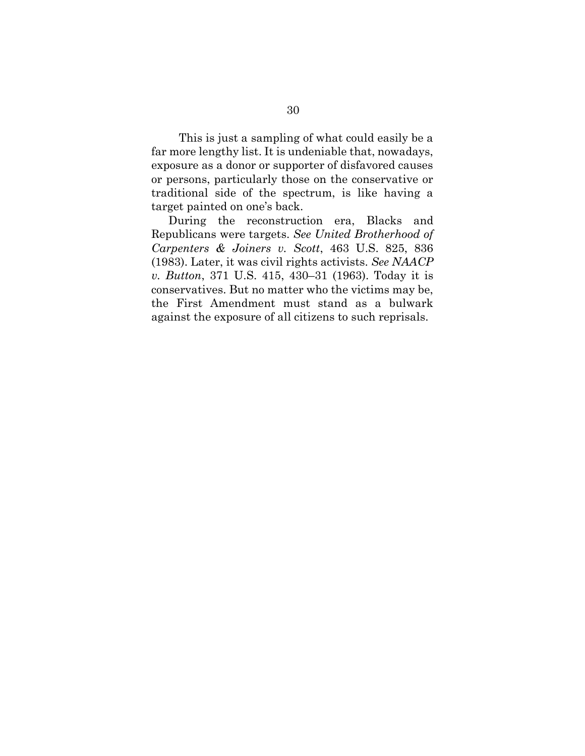This is just a sampling of what could easily be a far more lengthy list. It is undeniable that, nowadays, exposure as a donor or supporter of disfavored causes or persons, particularly those on the conservative or traditional side of the spectrum, is like having a target painted on one's back.

During the reconstruction era, Blacks and Republicans were targets. *See United Brotherhood of Carpenters & Joiners v. Scott*, 463 U.S. 825, 836 (1983). Later, it was civil rights activists. *See NAACP v. Button*, 371 U.S. 415, 430–31 (1963). Today it is conservatives. But no matter who the victims may be, the First Amendment must stand as a bulwark against the exposure of all citizens to such reprisals.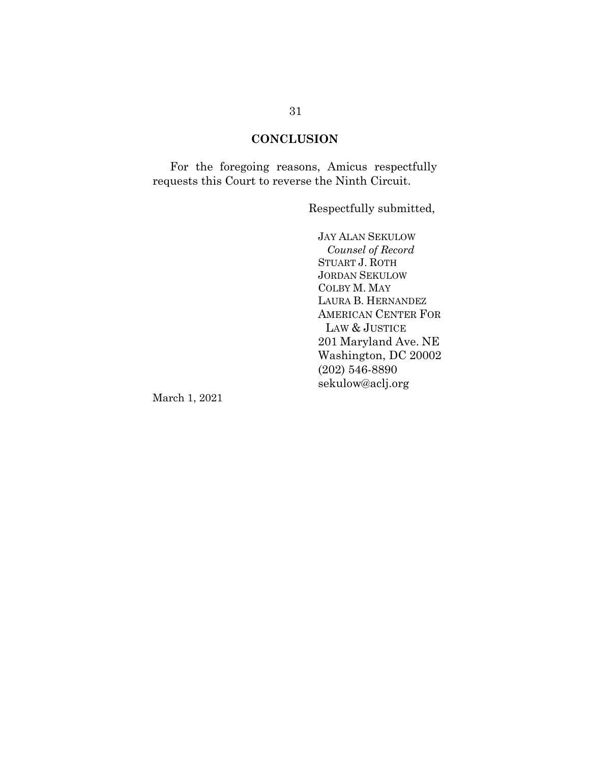## CONCLUSION

For the foregoing reasons, Amicus respectfully requests this Court to reverse the Ninth Circuit.

Respectfully submitted,

JAY ALAN SEKULOW
*Counsel of Record*
STUART J. ROTH
JORDAN SEKULOW
COLBY M. MAY
LAURA B. HERNANDEZ
AMERICAN CENTER FOR
LAW & JUSTICE
201 Maryland Ave. NE
Washington, DC 20002
(202) 546-8890
sekulow@aclj.org

March 1, 2021